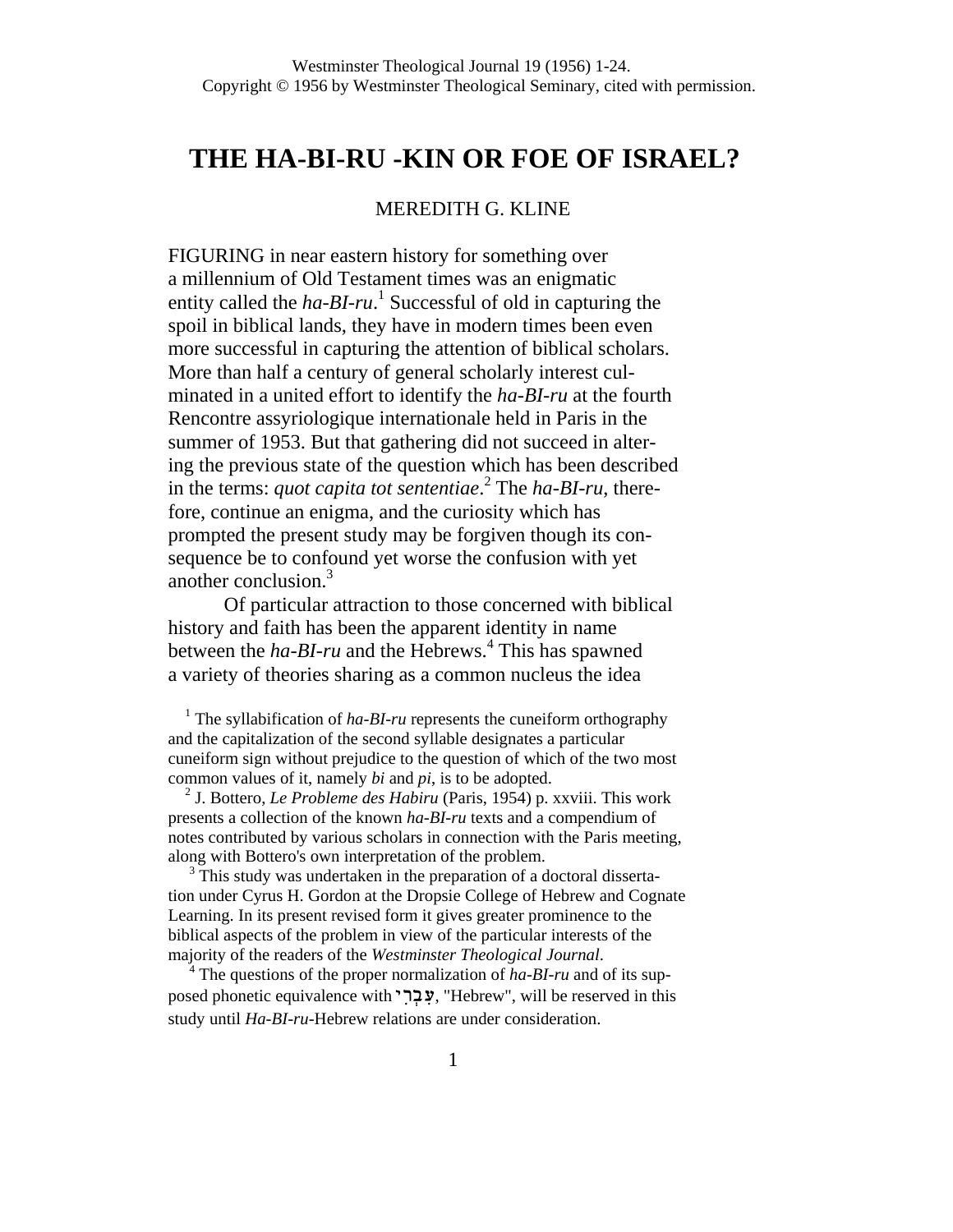Westminster Theological Journal 19 (1956) 1-24.
Copyright © 1956 by Westminster Theological Seminary, cited with permission.

# THE HA-BI-RU -KIN OR FOE OF ISRAEL?

MEREDITH G. KLINE

FIGURING in near eastern history for something over a millennium of Old Testament times was an enigmatic entity called the *ha-BI-ru*.[1] Successful of old in capturing the spoil in biblical lands, they have in modern times been even more successful in capturing the attention of biblical scholars. More than half a century of general scholarly interest culminated in a united effort to identify the *ha-BI-ru* at the fourth Rencontre assyriologique internationale held in Paris in the summer of 1953. But that gathering did not succeed in altering the previous state of the question which has been described in the terms: *quot capita tot sententiae*.[2] The *ha-BI-ru,* therefore, continue an enigma, and the curiosity which has prompted the present study may be forgiven though its consequence be to confound yet worse the confusion with yet another conclusion.[3]

Of particular attraction to those concerned with biblical history and faith has been the apparent identity in name between the *ha-BI-ru* and the Hebrews.[4] This has spawned a variety of theories sharing as a common nucleus the idea

---

[1] The syllabification of *ha-BI-ru* represents the cuneiform orthography and the capitalization of the second syllable designates a particular cuneiform sign without prejudice to the question of which of the two most common values of it, namely *bi* and *pi*, is to be adopted.

[2] J. Bottero, *Le Probleme des Habiru* (Paris, 1954) p. xxviii. This work presents a collection of the known *ha-BI-ru* texts and a compendium of notes contributed by various scholars in connection with the Paris meeting, along with Bottero's own interpretation of the problem.

[3] This study was undertaken in the preparation of a doctoral dissertation under Cyrus H. Gordon at the Dropsie College of Hebrew and Cognate Learning. In its present revised form it gives greater prominence to the biblical aspects of the problem in view of the particular interests of the majority of the readers of the *Westminster Theological Journal*.

[4] The questions of the proper normalization of *ha-BI-ru* and of its supposed phonetic equivalence with עִבְרִי, "Hebrew", will be reserved in this study until *Ha-BI-ru*-Hebrew relations are under consideration.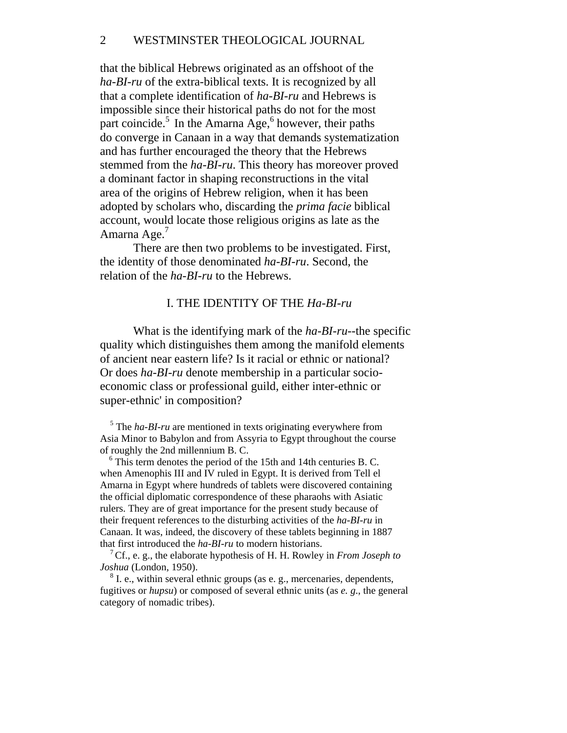that the biblical Hebrews originated as an offshoot of the *ha-BI-ru* of the extra-biblical texts. It is recognized by all that a complete identification of *ha-BI-ru* and Hebrews is impossible since their historical paths do not for the most part coincide.[5] In the Amarna Age,[6] however, their paths do converge in Canaan in a way that demands systematization and has further encouraged the theory that the Hebrews stemmed from the *ha-BI-ru*. This theory has moreover proved a dominant factor in shaping reconstructions in the vital area of the origins of Hebrew religion, when it has been adopted by scholars who, discarding the *prima facie* biblical account, would locate those religious origins as late as the Amarna Age.[7]

There are then two problems to be investigated. First, the identity of those denominated *ha-BI-ru*. Second, the relation of the *ha-BI-ru* to the Hebrews.

## I. THE IDENTITY OF THE *Ha-BI-ru*

What is the identifying mark of the *ha-BI-ru*--the specific quality which distinguishes them among the manifold elements of ancient near eastern life? Is it racial or ethnic or national? Or does *ha-BI-ru* denote membership in a particular socio-economic class or professional guild, either inter-ethnic or super-ethnic' in composition?

[5] The *ha-BI-ru* are mentioned in texts originating everywhere from Asia Minor to Babylon and from Assyria to Egypt throughout the course of roughly the 2nd millennium B. C.

[6] This term denotes the period of the 15th and 14th centuries B. C. when Amenophis III and IV ruled in Egypt. It is derived from Tell el Amarna in Egypt where hundreds of tablets were discovered containing the official diplomatic correspondence of these pharaohs with Asiatic rulers. They are of great importance for the present study because of their frequent references to the disturbing activities of the *ha-BI-ru* in Canaan. It was, indeed, the discovery of these tablets beginning in 1887 that first introduced the *ha-BI-ru* to modern historians.

[7] Cf., e. g., the elaborate hypothesis of H. H. Rowley in *From Joseph to Joshua* (London, 1950).

[8] I. e., within several ethnic groups (as e. g., mercenaries, dependents, fugitives or *hupsu*) or composed of several ethnic units (as *e. g*., the general category of nomadic tribes).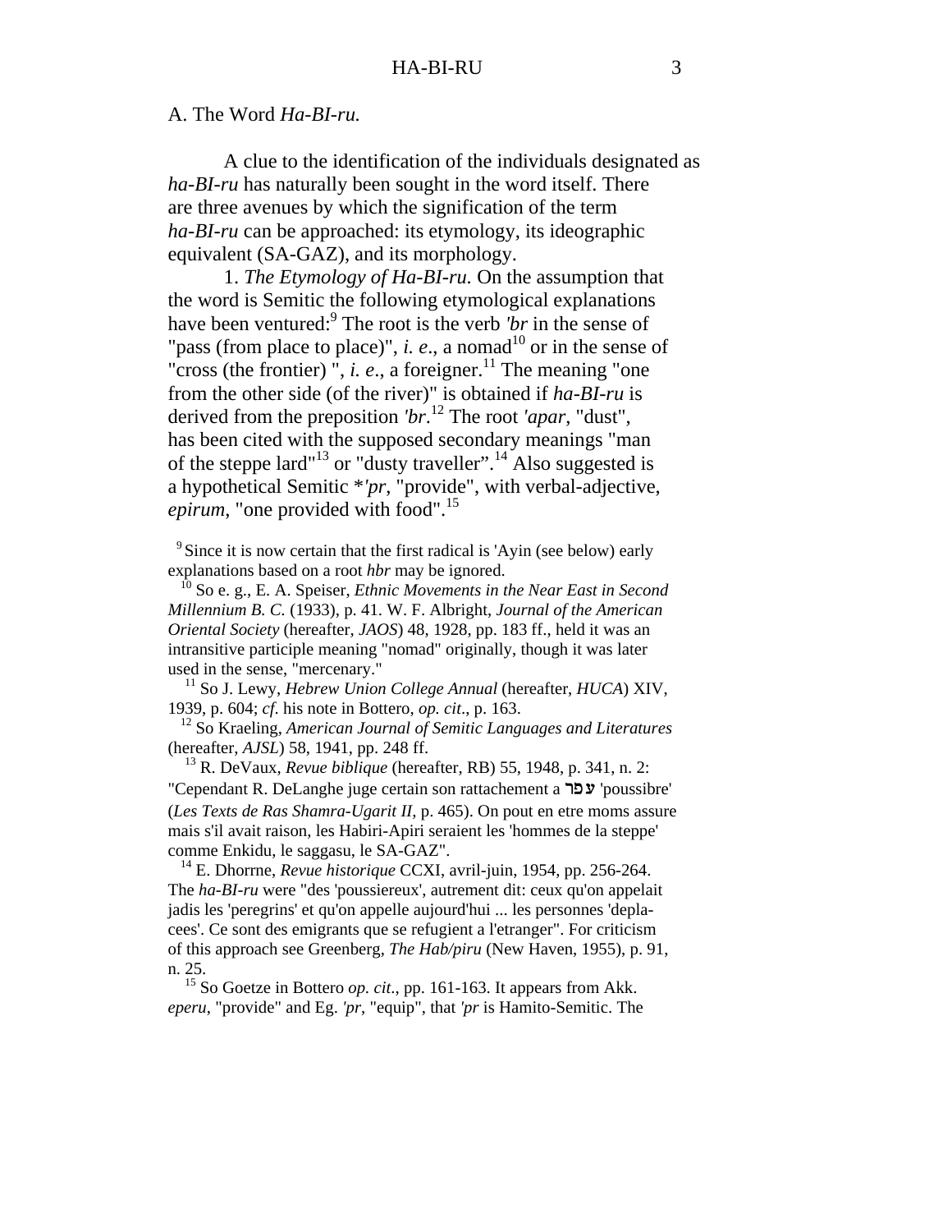## A. The Word *Ha-BI-ru.*

A clue to the identification of the individuals designated as *ha-BI-ru* has naturally been sought in the word itself. There are three avenues by which the signification of the term *ha-BI-ru* can be approached: its etymology, its ideographic equivalent (SA-GAZ), and its morphology.

1. *The Etymology of Ha-BI-ru.* On the assumption that the word is Semitic the following etymological explanations have been ventured:[9] The root is the verb *'br* in the sense of "pass (from place to place)", *i. e*., a nomad[10] or in the sense of "cross (the frontier) ", *i. e*., a foreigner.[11] The meaning "one from the other side (of the river)" is obtained if *ha-BI-ru* is derived from the preposition *'br.*[12] The root *'apar*, "dust", has been cited with the supposed secondary meanings "man of the steppe lard"[13] or "dusty traveller".[14] Also suggested is a hypothetical Semitic *\*'pr*, "provide", with verbal-adjective, *epirum*, "one provided with food".[15]

[9] Since it is now certain that the first radical is 'Ayin (see below) early explanations based on a root *hbr* may be ignored.

[10] So e. g., E. A. Speiser, *Ethnic Movements in the Near East in Second Millennium B. C.* (1933), p. 41. W. F. Albright, *Journal of the American Oriental Society* (hereafter, *JAOS*) 48, 1928, pp. 183 ff., held it was an intransitive participle meaning "nomad" originally, though it was later used in the sense, "mercenary."

[11] So J. Lewy, *Hebrew Union College Annual* (hereafter, *HUCA*) XIV, 1939, p. 604; *cf.* his note in Bottero, *op. cit*., p. 163.

[12] So Kraeling, *American Journal of Semitic Languages and Literatures* (hereafter, *AJSL*) 58, 1941, pp. 248 ff.

[13] R. DeVaux, *Revue biblique* (hereafter, RB) 55, 1948, p. 341, n. 2: "Cependant R. DeLanghe juge certain son rattachement a עפר 'poussibre' (*Les Texts de Ras Shamra-Ugarit II*, p. 465). On pout en etre moms assure mais s'il avait raison, les Habiri-Apiri seraient les 'hommes de la steppe' comme Enkidu, le saggasu, le SA-GAZ".

[14] E. Dhorrne, *Revue historique* CCXI, avril-juin, 1954, pp. 256-264. The *ha-BI-ru* were "des 'poussiereux', autrement dit: ceux qu'on appelait jadis les 'peregrins' et qu'on appelle aujourd'hui ... les personnes 'deplacees'. Ce sont des emigrants que se refugient a l'etranger". For criticism of this approach see Greenberg, *The Hab/piru* (New Haven, 1955), p. 91, n. 25.

[15] So Goetze in Bottero *op. cit.,* pp. 161-163. It appears from Akk. *eperu*, "provide" and Eg. *'pr*, "equip", that *'pr* is Hamito-Semitic. The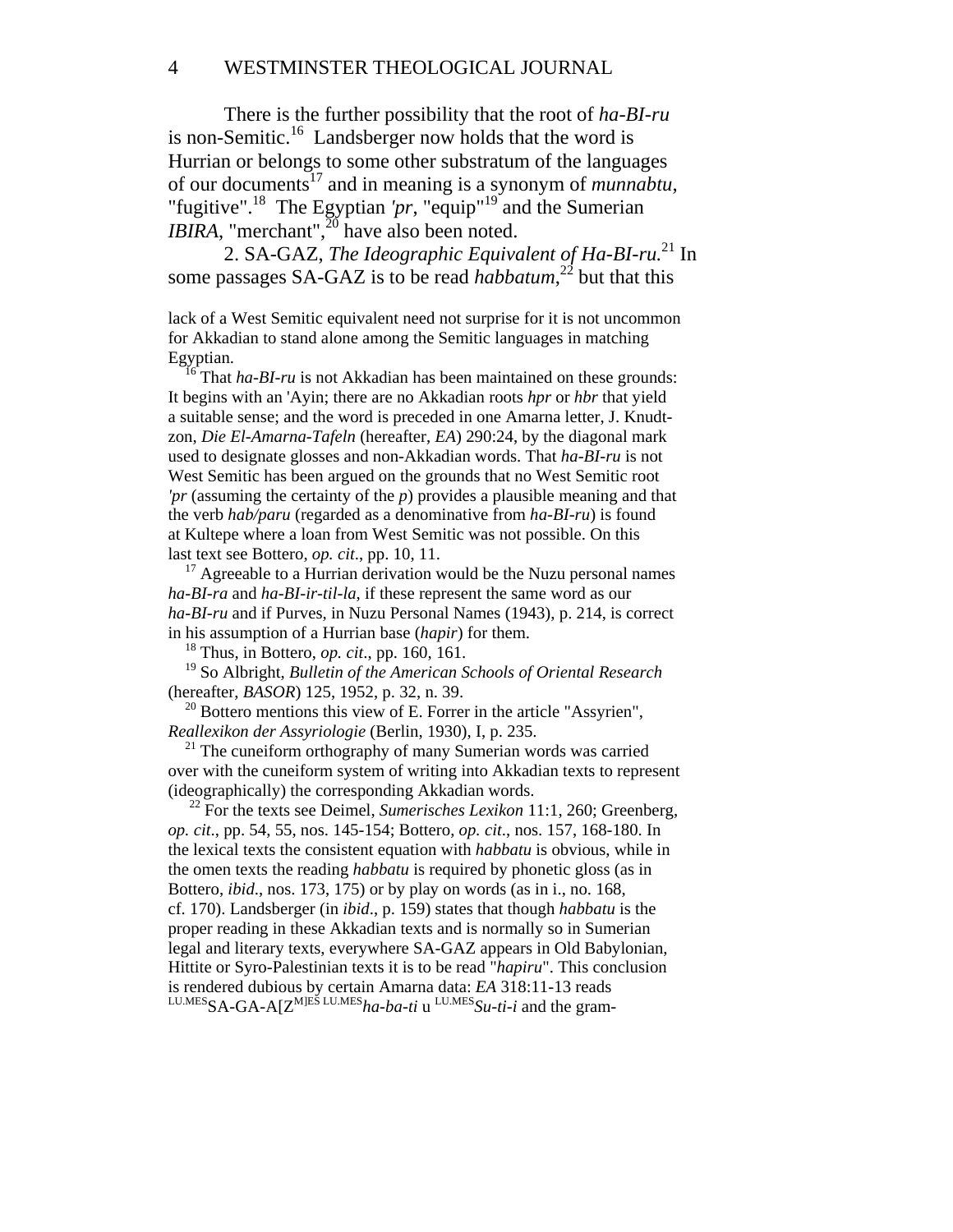There is the further possibility that the root of *ha-BI-ru* is non-Semitic.[16] Landsberger now holds that the word is Hurrian or belongs to some other substratum of the languages of our documents[17] and in meaning is a synonym of *munnabtu*, "fugitive".[18] The Egyptian *'pr*, "equip"[19] and the Sumerian *IBIRA*, "merchant",[20] have also been noted.

2. SA-GAZ, *The Ideographic Equivalent of Ha-BI-ru.*[21] In some passages SA-GAZ is to be read *habbatum*,[22] but that this

---

lack of a West Semitic equivalent need not surprise for it is not uncommon for Akkadian to stand alone among the Semitic languages in matching Egyptian.

[16] That *ha-BI-ru* is not Akkadian has been maintained on these grounds: It begins with an 'Ayin; there are no Akkadian roots *hpr* or *hbr* that yield a suitable sense; and the word is preceded in one Amarna letter, J. Knudtzon, *Die El-Amarna-Tafeln* (hereafter, *EA*) 290:24, by the diagonal mark used to designate glosses and non-Akkadian words. That *ha-BI-ru* is not West Semitic has been argued on the grounds that no West Semitic root *'pr* (assuming the certainty of the *p*) provides a plausible meaning and that the verb *hab/paru* (regarded as a denominative from *ha-BI-ru*) is found at Kultepe where a loan from West Semitic was not possible. On this last text see Bottero, *op. cit*., pp. 10, 11.

[17] Agreeable to a Hurrian derivation would be the Nuzu personal names *ha-BI-ra* and *ha-BI-ir-til-la*, if these represent the same word as our *ha-BI-ru* and if Purves, in Nuzu Personal Names (1943), p. 214, is correct in his assumption of a Hurrian base (*hapir*) for them.

[18] Thus, in Bottero, *op. cit*., pp. 160, 161.

[19] So Albright, *Bulletin of the American Schools of Oriental Research* (hereafter, *BASOR*) 125, 1952, p. 32, n. 39.

[20] Bottero mentions this view of E. Forrer in the article "Assyrien", *Reallexikon der Assyriologie* (Berlin, 1930), I, p. 235.

[21] The cuneiform orthography of many Sumerian words was carried over with the cuneiform system of writing into Akkadian texts to represent (ideographically) the corresponding Akkadian words.

[22] For the texts see Deimel, *Sumerisches Lexikon* 11:1, 260; Greenberg, *op. cit*., pp. 54, 55, nos. 145-154; Bottero, *op. cit*., nos. 157, 168-180. In the lexical texts the consistent equation with *habbatu* is obvious, while in the omen texts the reading *habbatu* is required by phonetic gloss (as in Bottero, *ibid*., nos. 173, 175) or by play on words (as in i., no. 168, cf. 170). Landsberger (in *ibid*., p. 159) states that though *habbatu* is the proper reading in these Akkadian texts and is normally so in Sumerian legal and literary texts, everywhere SA-GAZ appears in Old Babylonian, Hittite or Syro-Palestinian texts it is to be read "*hapiru*". This conclusion is rendered dubious by certain Amarna data: *EA* 318:11-13 reads $^{LU.MES}$SA-GA-A[Z$^{M]ES}$ $^{LU.MES}$*ha-ba-ti* u $^{LU.MES}$*Su-ti-i* and the gram-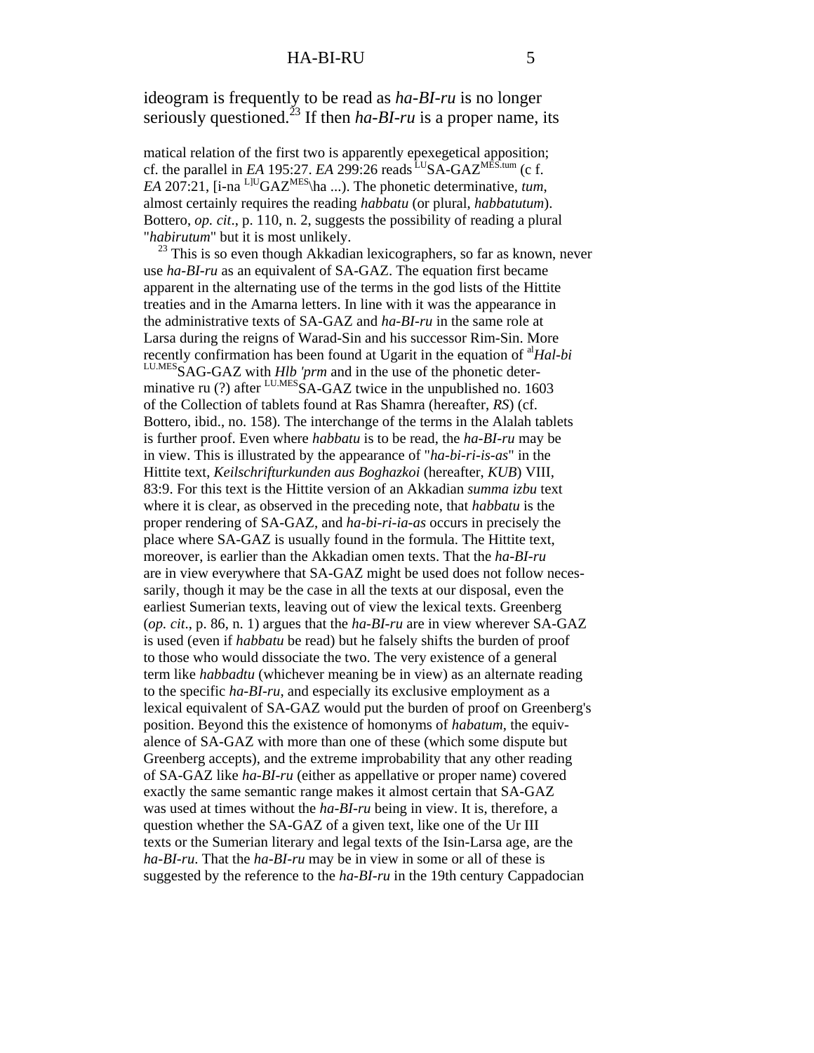ideogram is frequently to be read as *ha-BI-ru* is no longer seriously questioned.[23] If then *ha-BI-ru* is a proper name, its

matical relation of the first two is apparently epexegetical apposition; cf. the parallel in *EA* 195:27. *EA* 299:26 reads [LU]SA-GAZ[MES.tum] (c f. *EA* 207:21, [i-na [L]U]GAZ[MES]\ha ...). The phonetic determinative, *tum*, almost certainly requires the reading *habbatu* (or plural, *habbatutum*). Bottero, *op. cit*., p. 110, n. 2, suggests the possibility of reading a plural "*habirutum*" but it is most unlikely.

[23] This is so even though Akkadian lexicographers, so far as known, never use *ha-BI-ru* as an equivalent of SA-GAZ. The equation first became apparent in the alternating use of the terms in the god lists of the Hittite treaties and in the Amarna letters. In line with it was the appearance in the administrative texts of SA-GAZ and *ha-BI-ru* in the same role at Larsa during the reigns of Warad-Sin and his successor Rim-Sin. More recently confirmation has been found at Ugarit in the equation of [al]*Hal-bi* [LU.MES]SAG-GAZ with *Hlb 'prm* and in the use of the phonetic determinative ru (?) after [LU.MES]SA-GAZ twice in the unpublished no. 1603 of the Collection of tablets found at Ras Shamra (hereafter, *RS*) (cf. Bottero, ibid., no. 158). The interchange of the terms in the Alalah tablets is further proof. Even where *habbatu* is to be read, the *ha-BI-ru* may be in view. This is illustrated by the appearance of "*ha-bi-ri-is-as*" in the Hittite text, *Keilschrifturkunden aus Boghazkoi* (hereafter, *KUB*) VIII, 83:9. For this text is the Hittite version of an Akkadian *summa izbu* text where it is clear, as observed in the preceding note, that *habbatu* is the proper rendering of SA-GAZ, and *ha-bi-ri-ia-as* occurs in precisely the place where SA-GAZ is usually found in the formula. The Hittite text, moreover, is earlier than the Akkadian omen texts. That the *ha-BI-ru* are in view everywhere that SA-GAZ might be used does not follow necessarily, though it may be the case in all the texts at our disposal, even the earliest Sumerian texts, leaving out of view the lexical texts. Greenberg (*op. cit*., p. 86, n. 1) argues that the *ha-BI-ru* are in view wherever SA-GAZ is used (even if *habbatu* be read) but he falsely shifts the burden of proof to those who would dissociate the two. The very existence of a general term like *habbadtu* (whichever meaning be in view) as an alternate reading to the specific *ha-BI-ru*, and especially its exclusive employment as a lexical equivalent of SA-GAZ would put the burden of proof on Greenberg's position. Beyond this the existence of homonyms of *habatum*, the equivalence of SA-GAZ with more than one of these (which some dispute but Greenberg accepts), and the extreme improbability that any other reading of SA-GAZ like *ha-BI-ru* (either as appellative or proper name) covered exactly the same semantic range makes it almost certain that SA-GAZ was used at times without the *ha-BI-ru* being in view. It is, therefore, a question whether the SA-GAZ of a given text, like one of the Ur III texts or the Sumerian literary and legal texts of the Isin-Larsa age, are the *ha-BI-ru*. That the *ha-BI-ru* may be in view in some or all of these is suggested by the reference to the *ha-BI-ru* in the 19th century Cappadocian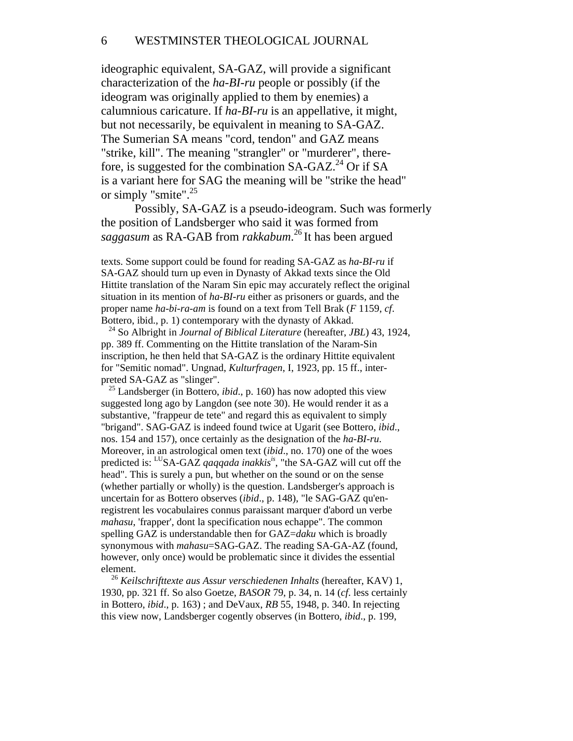ideographic equivalent, SA-GAZ, will provide a significant characterization of the *ha-BI-ru* people or possibly (if the ideogram was originally applied to them by enemies) a calumnious caricature. If *ha-BI-ru* is an appellative, it might, but not necessarily, be equivalent in meaning to SA-GAZ. The Sumerian SA means "cord, tendon" and GAZ means "strike, kill". The meaning "strangler" or "murderer", therefore, is suggested for the combination SA-GAZ.[24] Or if SA is a variant here for SAG the meaning will be "strike the head" or simply "smite".[25]

Possibly, SA-GAZ is a pseudo-ideogram. Such was formerly the position of Landsberger who said it was formed from *saggasum* as RA-GAB from *rakkabum*.[26] It has been argued

texts. Some support could be found for reading SA-GAZ as *ha-BI-ru* if SA-GAZ should turn up even in Dynasty of Akkad texts since the Old Hittite translation of the Naram Sin epic may accurately reflect the original situation in its mention of *ha-BI-ru* either as prisoners or guards, and the proper name *ha-bi-ra-am* is found on a text from Tell Brak (*F* 1159, *cf*. Bottero, ibid., p. 1) contemporary with the dynasty of Akkad.

[24] So Albright in *Journal of Biblical Literature* (hereafter, *JBL*) 43, 1924, pp. 389 ff. Commenting on the Hittite translation of the Naram-Sin inscription, he then held that SA-GAZ is the ordinary Hittite equivalent for "Semitic nomad". Ungnad, *Kulturfragen*, I, 1923, pp. 15 ff., interpreted SA-GAZ as "slinger".

[25] Landsberger (in Bottero, *ibid*., p. 160) has now adopted this view suggested long ago by Langdon (see note 30). He would render it as a substantive, "frappeur de tete" and regard this as equivalent to simply "brigand". SAG-GAZ is indeed found twice at Ugarit (see Bottero, *ibid*., nos. 154 and 157), once certainly as the designation of the *ha-BI-ru*. Moreover, in an astrological omen text (*ibid*., no. 170) one of the woes predicted is: [LU]SA-GAZ *qaqqada inakkis*[is], "the SA-GAZ will cut off the head". This is surely a pun, but whether on the sound or on the sense (whether partially or wholly) is the question. Landsberger's approach is uncertain for as Bottero observes (*ibid*., p. 148), "le SAG-GAZ qu'enregistrent les vocabulaires connus paraissant marquer d'abord un verbe *mahasu*, 'frapper', dont la specification nous echappe". The common spelling GAZ is understandable then for GAZ=*daku* which is broadly synonymous with *mahasu*=SAG-GAZ. The reading SA-GA-AZ (found, however, only once) would be problematic since it divides the essential element.

[26] *Keilschrifttexte aus Assur verschiedenen Inhalts* (hereafter, KAV) 1, 1930, pp. 321 ff. So also Goetze, *BASOR* 79, p. 34, n. 14 (*cf*. less certainly in Bottero, *ibid*., p. 163) ; and DeVaux, *RB* 55, 1948, p. 340. In rejecting this view now, Landsberger cogently observes (in Bottero, *ibid*., p. 199,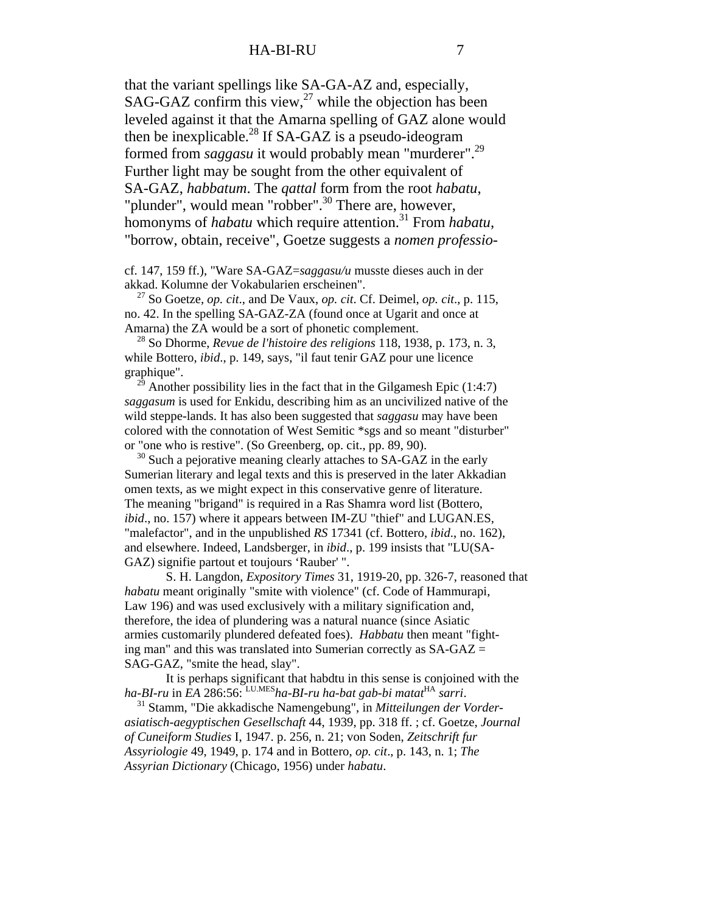that the variant spellings like SA-GA-AZ and, especially, SAG-GAZ confirm this view,[27] while the objection has been leveled against it that the Amarna spelling of GAZ alone would then be inexplicable.[28] If SA-GAZ is a pseudo-ideogram formed from *saggasu* it would probably mean "murderer".[29] Further light may be sought from the other equivalent of SA-GAZ, *habbatum*. The *qattal* form from the root *habatu*, "plunder", would mean "robber".[30] There are, however, homonyms of *habatu* which require attention.[31] From *habatu*, "borrow, obtain, receive", Goetze suggests a *nomen professio-*

cf. 147, 159 ff.), "Ware SA-GAZ=*saggasu/u* musste dieses auch in der akkad. Kolumne der Vokabularien erscheinen".

[27] So Goetze, *op. cit*., and De Vaux, *op. cit*. Cf. Deimel, *op. cit*., p. 115, no. 42. In the spelling SA-GAZ-ZA (found once at Ugarit and once at Amarna) the ZA would be a sort of phonetic complement.

[28] So Dhorme, *Revue de l'histoire des religions* 118, 1938, p. 173, n. 3, while Bottero, *ibid*., p. 149, says, "il faut tenir GAZ pour une licence graphique".

[29] Another possibility lies in the fact that in the Gilgamesh Epic (1:4:7) *saggasum* is used for Enkidu, describing him as an uncivilized native of the wild steppe-lands. It has also been suggested that *saggasu* may have been colored with the connotation of West Semitic *sgs and so meant "disturber" or "one who is restive". (So Greenberg, op. cit., pp. 89, 90).

[30] Such a pejorative meaning clearly attaches to SA-GAZ in the early Sumerian literary and legal texts and this is preserved in the later Akkadian omen texts, as we might expect in this conservative genre of literature. The meaning "brigand" is required in a Ras Shamra word list (Bottero, *ibid*., no. 157) where it appears between IM-ZU "thief" and LUGAN.ES, "malefactor", and in the unpublished *RS* 17341 (cf. Bottero, *ibid*., no. 162), and elsewhere. Indeed, Landsberger, in *ibid*., p. 199 insists that "LU(SA-GAZ) signifie partout et toujours 'Rauber' ".

S. H. Langdon, *Expository Times* 31, 1919-20, pp. 326-7, reasoned that *habatu* meant originally "smite with violence" (cf. Code of Hammurapi, Law 196) and was used exclusively with a military signification and, therefore, the idea of plundering was a natural nuance (since Asiatic armies customarily plundered defeated foes). *Habbatu* then meant "fighting man" and this was translated into Sumerian correctly as SA-GAZ = SAG-GAZ, "smite the head, slay".

It is perhaps significant that habdtu in this sense is conjoined with the *ha-BI-ru* in *EA* 286:56: LU.MES*ha-BI-ru ha-bat gab-bi matat*HA *sarri*.

[31] Stamm, "Die akkadische Namengebung", in *Mitteilungen der Vorderasiatisch-aegyptischen Gesellschaft* 44, 1939, pp. 318 ff. ; cf. Goetze, *Journal of Cuneiform Studies* I, 1947. p. 256, n. 21; von Soden, *Zeitschrift fur Assyriologie* 49, 1949, p. 174 and in Bottero, *op. cit*., p. 143, n. 1; *The Assyrian Dictionary* (Chicago, 1956) under *habatu*.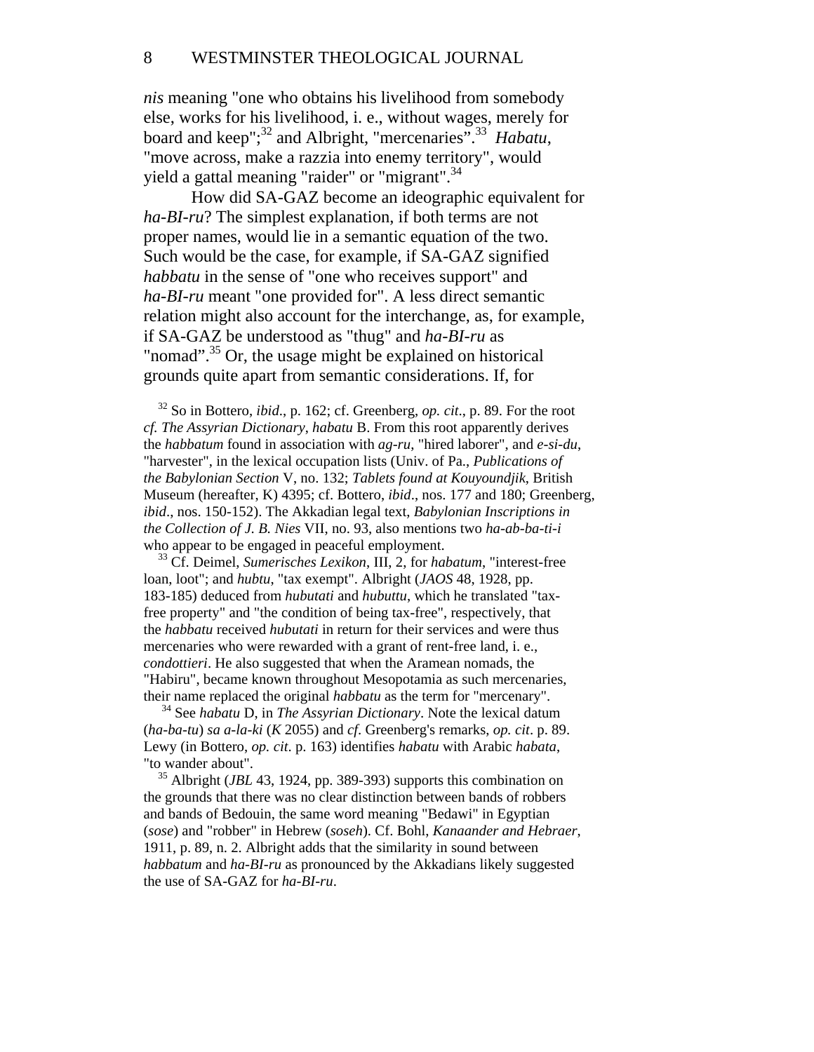*nis* meaning "one who obtains his livelihood from somebody else, works for his livelihood, i. e., without wages, merely for board and keep";[32] and Albright, "mercenaries".[33] *Habatu*, "move across, make a razzia into enemy territory", would yield a gattal meaning "raider" or "migrant".[34]

How did SA-GAZ become an ideographic equivalent for *ha-BI-ru*? The simplest explanation, if both terms are not proper names, would lie in a semantic equation of the two. Such would be the case, for example, if SA-GAZ signified *habbatu* in the sense of "one who receives support" and *ha-BI-ru* meant "one provided for". A less direct semantic relation might also account for the interchange, as, for example, if SA-GAZ be understood as "thug" and *ha-BI-ru* as "nomad".[35] Or, the usage might be explained on historical grounds quite apart from semantic considerations. If, for

[32] So in Bottero, *ibid*., p. 162; cf. Greenberg, *op. cit*., p. 89. For the root *cf. The Assyrian Dictionary*, *habatu* B. From this root apparently derives the *habbatum* found in association with *ag-ru*, "hired laborer", and *e-si-du*, "harvester", in the lexical occupation lists (Univ. of Pa., *Publications of the Babylonian Section* V, no. 132; *Tablets found at Kouyoundjik*, British Museum (hereafter, K) 4395; cf. Bottero, *ibid*., nos. 177 and 180; Greenberg, *ibid*., nos. 150-152). The Akkadian legal text, *Babylonian Inscriptions in the Collection of J. B. Nies* VII, no. 93, also mentions two *ha-ab-ba-ti-i* who appear to be engaged in peaceful employment.

[33] Cf. Deimel, *Sumerisches Lexikon*, III, 2, for *habatum*, "interest-free loan, loot"; and *hubtu*, "tax exempt". Albright (*JAOS* 48, 1928, pp. 183-185) deduced from *hubutati* and *hubuttu*, which he translated "tax-free property" and "the condition of being tax-free", respectively, that the *habbatu* received *hubutati* in return for their services and were thus mercenaries who were rewarded with a grant of rent-free land, i. e., *condottieri*. He also suggested that when the Aramean nomads, the "Habiru", became known throughout Mesopotamia as such mercenaries, their name replaced the original *habbatu* as the term for "mercenary".

[34] See *habatu* D, in *The Assyrian Dictionary*. Note the lexical datum (*ha-ba-tu*) *sa a-la-ki* (*K* 2055) and *cf*. Greenberg's remarks, *op. cit*. p. 89. Lewy (in Bottero, *op. cit*. p. 163) identifies *habatu* with Arabic *habata*, "to wander about".

[35] Albright (*JBL* 43, 1924, pp. 389-393) supports this combination on the grounds that there was no clear distinction between bands of robbers and bands of Bedouin, the same word meaning "Bedawi" in Egyptian (*sose*) and "robber" in Hebrew (*soseh*). Cf. Bohl, *Kanaander and Hebraer*, 1911, p. 89, n. 2. Albright adds that the similarity in sound between *habbatum* and *ha-BI-ru* as pronounced by the Akkadians likely suggested the use of SA-GAZ for *ha-BI-ru*.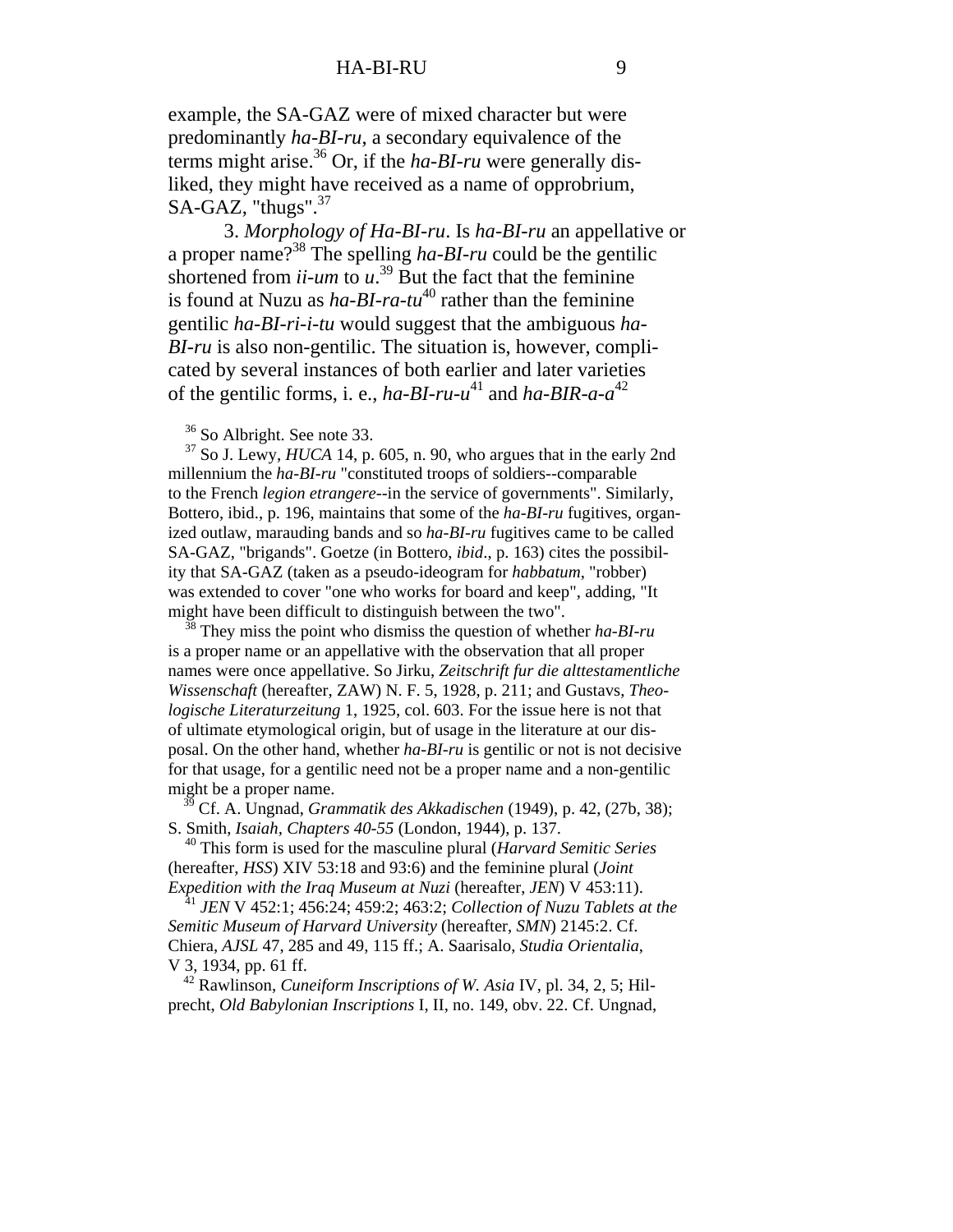example, the SA-GAZ were of mixed character but were predominantly *ha-BI-ru*, a secondary equivalence of the terms might arise.[36] Or, if the *ha-BI-ru* were generally disliked, they might have received as a name of opprobrium, SA-GAZ, "thugs".[37]

3. *Morphology of Ha-BI-ru*. Is *ha-BI-ru* an appellative or a proper name?[38] The spelling *ha-BI-ru* could be the gentilic shortened from *ii-um* to *u*.[39] But the fact that the feminine is found at Nuzu as *ha-BI-ra-tu*[40] rather than the feminine gentilic *ha-BI-ri-i-tu* would suggest that the ambiguous *ha-BI-ru* is also non-gentilic. The situation is, however, complicated by several instances of both earlier and later varieties of the gentilic forms, i. e., *ha-BI-ru-u*[41] and *ha-BIR-a-a*[42]

[36] So Albright. See note 33.

[37] So J. Lewy, *HUCA* 14, p. 605, n. 90, who argues that in the early 2nd millennium the *ha-BI-ru* "constituted troops of soldiers--comparable to the French *legion etrangere*--in the service of governments". Similarly, Bottero, ibid., p. 196, maintains that some of the *ha-BI-ru* fugitives, organized outlaw, marauding bands and so *ha-BI-ru* fugitives came to be called SA-GAZ, "brigands". Goetze (in Bottero, *ibid*., p. 163) cites the possibility that SA-GAZ (taken as a pseudo-ideogram for *habbatum*, "robber) was extended to cover "one who works for board and keep", adding, "It might have been difficult to distinguish between the two".

[38] They miss the point who dismiss the question of whether *ha-BI-ru* is a proper name or an appellative with the observation that all proper names were once appellative. So Jirku, *Zeitschrift fur die alttestamentliche Wissenschaft* (hereafter, ZAW) N. F. 5, 1928, p. 211; and Gustavs, *Theologische Literaturzeitung* 1, 1925, col. 603. For the issue here is not that of ultimate etymological origin, but of usage in the literature at our disposal. On the other hand, whether *ha-BI-ru* is gentilic or not is not decisive for that usage, for a gentilic need not be a proper name and a non-gentilic might be a proper name.

[39] Cf. A. Ungnad, *Grammatik des Akkadischen* (1949), p. 42, (27b, 38); S. Smith, *Isaiah, Chapters 40-55* (London, 1944), p. 137.

[40] This form is used for the masculine plural (*Harvard Semitic Series* (hereafter, *HSS*) XIV 53:18 and 93:6) and the feminine plural (*Joint Expedition with the Iraq Museum at Nuzi* (hereafter, *JEN*) V 453:11).

[41] *JEN* V 452:1; 456:24; 459:2; 463:2; *Collection of Nuzu Tablets at the Semitic Museum of Harvard University* (hereafter, *SMN*) 2145:2. Cf. Chiera, *AJSL* 47, 285 and 49, 115 ff.; A. Saarisalo, *Studia Orientalia*, V 3, 1934, pp. 61 ff.

[42] Rawlinson, *Cuneiform Inscriptions of W. Asia* IV, pl. 34, 2, 5; Hilprecht, *Old Babylonian Inscriptions* I, II, no. 149, obv. 22. Cf. Ungnad,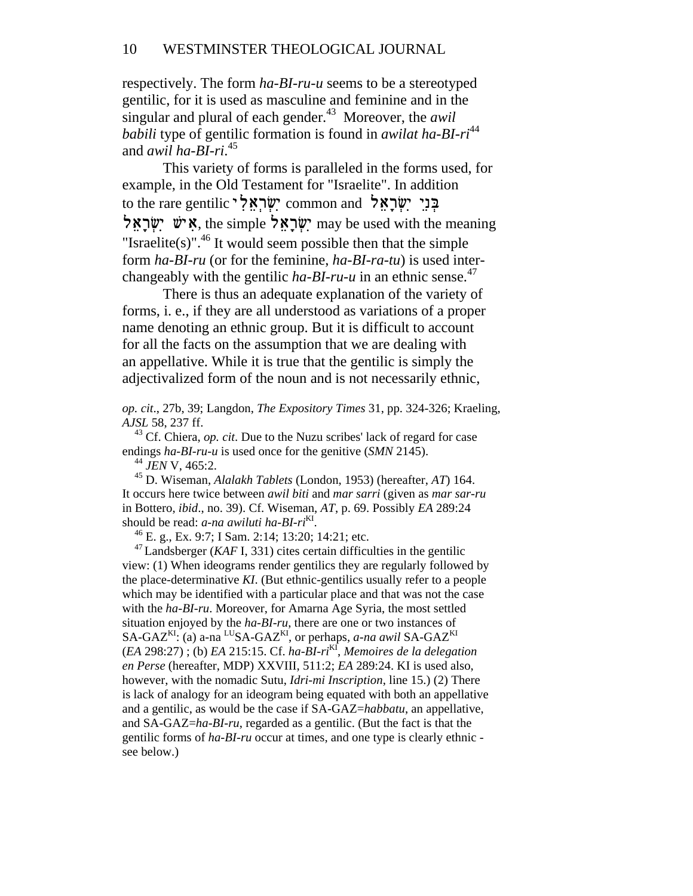respectively. The form *ha-BI-ru-u* seems to be a stereotyped gentilic, for it is used as masculine and feminine and in the singular and plural of each gender.[43] Moreover, the *awil babili* type of gentilic formation is found in *awilat ha-BI-ri*[44] and *awil ha-BI-ri*.[45]

This variety of forms is paralleled in the forms used, for example, in the Old Testament for "Israelite". In addition to the rare gentilic יִשְׂרְאֵלִי common and בְּנֵי יִשְׂרָאֵל אִישׁ יִשְׂרָאֵל, the simple יִשְׂרָאֵל may be used with the meaning "Israelite(s)".[46] It would seem possible then that the simple form *ha-BI-ru* (or for the feminine, *ha-BI-ra-tu*) is used interchangeably with the gentilic *ha-BI-ru-u* in an ethnic sense.[47]

There is thus an adequate explanation of the variety of forms, i. e., if they are all understood as variations of a proper name denoting an ethnic group. But it is difficult to account for all the facts on the assumption that we are dealing with an appellative. While it is true that the gentilic is simply the adjectivalized form of the noun and is not necessarily ethnic,

---

*op. cit*., 27b, 39; Langdon, *The Expository Times* 31, pp. 324-326; Kraeling, *AJSL* 58, 237 ff.

[43] Cf. Chiera, *op. cit*. Due to the Nuzu scribes' lack of regard for case endings *ha-BI-ru-u* is used once for the genitive (*SMN* 2145).

[44] *JEN* V, 465:2.

[45] D. Wiseman, *Alalakh Tablets* (London, 1953) (hereafter, *AT*) 164. It occurs here twice between *awil biti* and *mar sarri* (given as *mar sar-ru* in Bottero, *ibid*., no. 39). Cf. Wiseman, *AT*, p. 69. Possibly *EA* 289:24 should be read: *a-na awiluti ha-BI-ri*[KI].

[46] E. g., Ex. 9:7; I Sam. 2:14; 13:20; 14:21; etc.

[47] Landsberger (*KAF* I, 331) cites certain difficulties in the gentilic view: (1) When ideograms render gentilics they are regularly followed by the place-determinative *KI*. (But ethnic-gentilics usually refer to a people which may be identified with a particular place and that was not the case with the *ha-BI-ru*. Moreover, for Amarna Age Syria, the most settled situation enjoyed by the *ha-BI-ru,* there are one or two instances of SA-GAZ[KI]: (a) a-na [LU]SA-GAZ[KI], or perhaps, *a-na awil* SA-GAZ[KI] (*EA* 298:27) ; (b) *EA* 215:15. Cf. *ha-BI-ri*[KI], *Memoires de la delegation en Perse* (hereafter, MDP) XXVIII, 511:2; *EA* 289:24. KI is used also, however, with the nomadic Sutu, *Idri-mi Inscription*, line 15.) (2) There is lack of analogy for an ideogram being equated with both an appellative and a gentilic, as would be the case if SA-GAZ=*habbatu*, an appellative, and SA-GAZ=*ha-BI-ru*, regarded as a gentilic. (But the fact is that the gentilic forms of *ha-BI-ru* occur at times, and one type is clearly ethnic - see below.)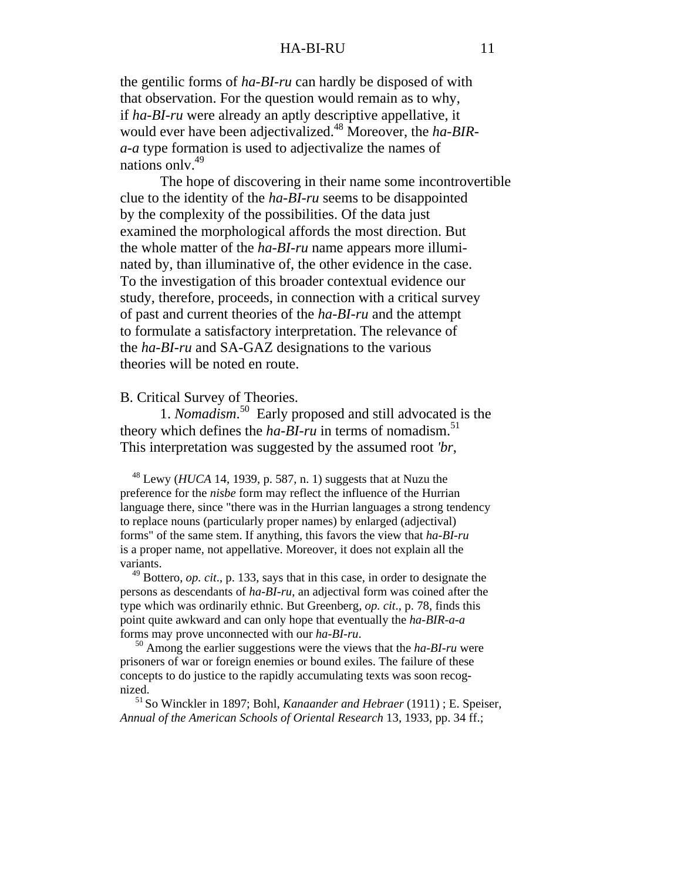the gentilic forms of *ha-BI-ru* can hardly be disposed of with that observation. For the question would remain as to why, if *ha-BI-ru* were already an aptly descriptive appellative, it would ever have been adjectivalized.[48] Moreover, the *ha-BIR-a-a* type formation is used to adjectivalize the names of nations onlv.[49]

The hope of discovering in their name some incontrovertible clue to the identity of the *ha-BI-ru* seems to be disappointed by the complexity of the possibilities. Of the data just examined the morphological affords the most direction. But the whole matter of the *ha-BI-ru* name appears more illuminated by, than illuminative of, the other evidence in the case. To the investigation of this broader contextual evidence our study, therefore, proceeds, in connection with a critical survey of past and current theories of the *ha-BI-ru* and the attempt to formulate a satisfactory interpretation. The relevance of the *ha-BI-ru* and SA-GAZ designations to the various theories will be noted en route.

B. Critical Survey of Theories.

1. *Nomadism*.[50] Early proposed and still advocated is the theory which defines the *ha-BI-ru* in terms of nomadism.[51] This interpretation was suggested by the assumed root *'br*,

---

[48] Lewy (*HUCA* 14, 1939, p. 587, n. 1) suggests that at Nuzu the preference for the *nisbe* form may reflect the influence of the Hurrian language there, since "there was in the Hurrian languages a strong tendency to replace nouns (particularly proper names) by enlarged (adjectival) forms" of the same stem. If anything, this favors the view that *ha-BI-ru* is a proper name, not appellative. Moreover, it does not explain all the variants.

[49] Bottero, *op. cit*., p. 133, says that in this case, in order to designate the persons as descendants of *ha-BI-ru*, an adjectival form was coined after the type which was ordinarily ethnic. But Greenberg, *op. cit*., p. 78, finds this point quite awkward and can only hope that eventually the *ha-BIR-a-a* forms may prove unconnected with our *ha-BI-ru*.

[50] Among the earlier suggestions were the views that the *ha-BI-ru* were prisoners of war or foreign enemies or bound exiles. The failure of these concepts to do justice to the rapidly accumulating texts was soon recognized.

[51] So Winckler in 1897; Bohl, *Kanaander and Hebraer* (1911) ; E. Speiser, *Annual of the American Schools of Oriental Research* 13, 1933, pp. 34 ff.;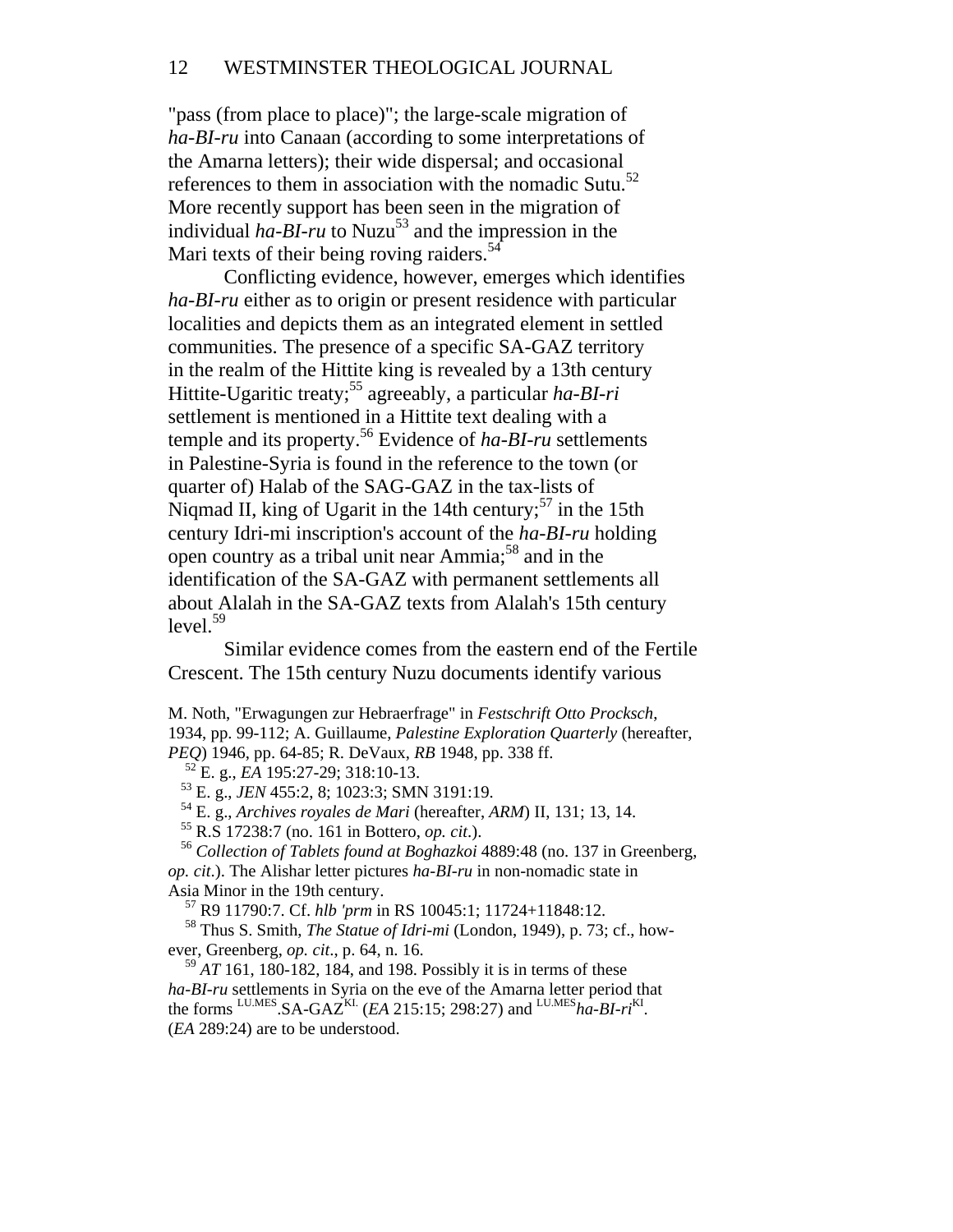"pass (from place to place)"; the large-scale migration of *ha-BI-ru* into Canaan (according to some interpretations of the Amarna letters); their wide dispersal; and occasional references to them in association with the nomadic Sutu.[52] More recently support has been seen in the migration of individual *ha-BI-ru* to Nuzu[53] and the impression in the Mari texts of their being roving raiders.[54]

Conflicting evidence, however, emerges which identifies *ha-BI-ru* either as to origin or present residence with particular localities and depicts them as an integrated element in settled communities. The presence of a specific SA-GAZ territory in the realm of the Hittite king is revealed by a 13th century Hittite-Ugaritic treaty;[55] agreeably, a particular *ha-BI-ri* settlement is mentioned in a Hittite text dealing with a temple and its property.[56] Evidence of *ha-BI-ru* settlements in Palestine-Syria is found in the reference to the town (or quarter of) Halab of the SAG-GAZ in the tax-lists of Niqmad II, king of Ugarit in the 14th century;[57] in the 15th century Idri-mi inscription's account of the *ha-BI-ru* holding open country as a tribal unit near Ammia;[58] and in the identification of the SA-GAZ with permanent settlements all about Alalah in the SA-GAZ texts from Alalah's 15th century level.[59]

Similar evidence comes from the eastern end of the Fertile Crescent. The 15th century Nuzu documents identify various

M. Noth, "Erwagungen zur Hebraerfrage" in *Festschrift Otto Procksch*, 1934, pp. 99-112; A. Guillaume, *Palestine Exploration Quarterly* (hereafter, *PEQ*) 1946, pp. 64-85; R. DeVaux, *RB* 1948, pp. 338 ff.

[52] E. g., *EA* 195:27-29; 318:10-13.

[53] E. g., *JEN* 455:2, 8; 1023:3; SMN 3191:19.

[54] E. g., *Archives royales de Mari* (hereafter, *ARM*) II, 131; 13, 14.

[55] R.S 17238:7 (no. 161 in Bottero, *op. cit*.).

[56] *Collection of Tablets found at Boghazkoi* 4889:48 (no. 137 in Greenberg, *op. cit*.). The Alishar letter pictures *ha-BI-ru* in non-nomadic state in Asia Minor in the 19th century.

[57] R9 11790:7. Cf. *hlb 'prm* in RS 10045:1; 11724+11848:12.

[58] Thus S. Smith, *The Statue of Idri-mi* (London, 1949), p. 73; cf., however, Greenberg, *op. cit*., p. 64, n. 16.

[59] *AT* 161, 180-182, 184, and 198. Possibly it is in terms of these *ha-BI-ru* settlements in Syria on the eve of the Amarna letter period that the forms $^{LU.MES}$.SA-GAZ$^{KI.}$ (*EA* 215:15; 298:27) and $^{LU.MES}$*ha-BI-ri*$^{KI}$. (*EA* 289:24) are to be understood.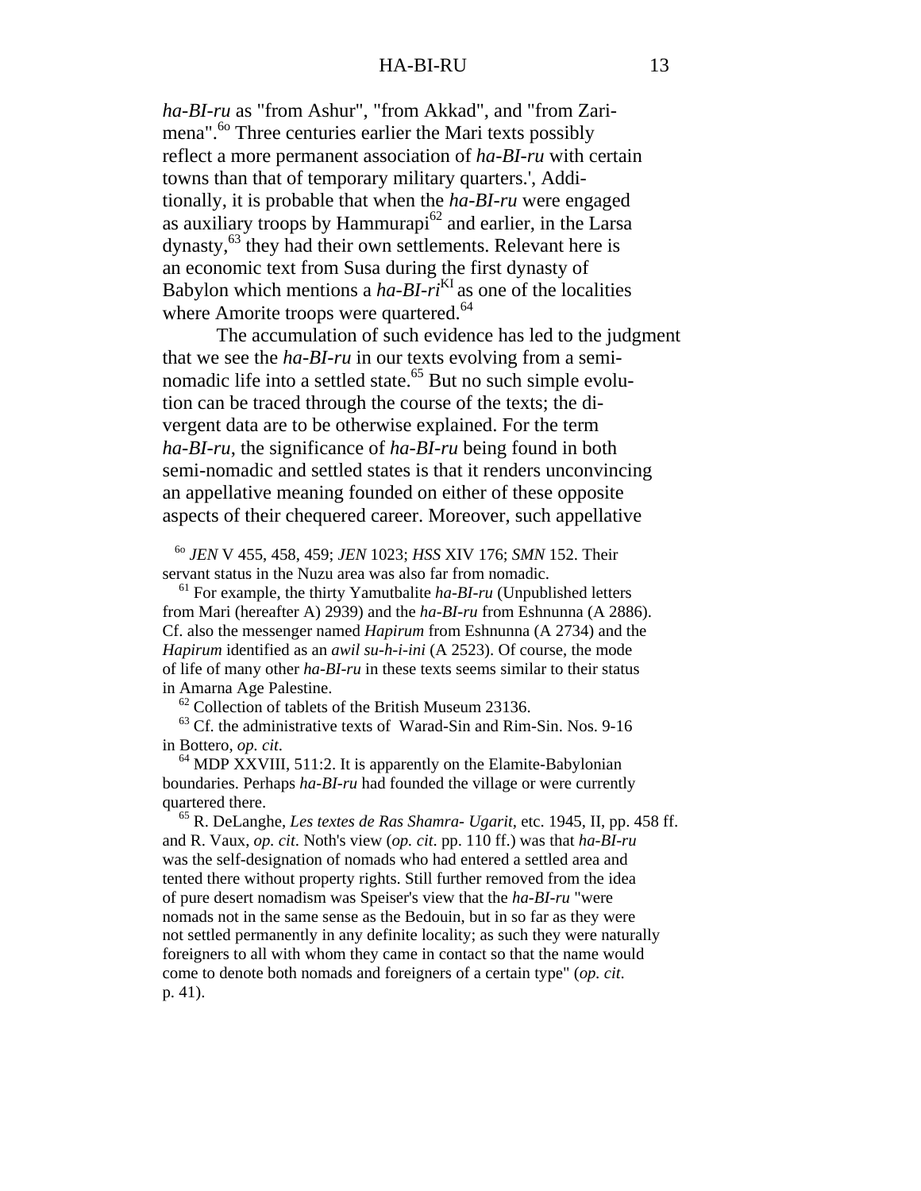*ha-BI-ru* as "from Ashur", "from Akkad", and "from Zarimena".[60] Three centuries earlier the Mari texts possibly reflect a more permanent association of *ha-BI-ru* with certain towns than that of temporary military quarters.', Additionally, it is probable that when the *ha-BI-ru* were engaged as auxiliary troops by Hammurapi[62] and earlier, in the Larsa dynasty,[63] they had their own settlements. Relevant here is an economic text from Susa during the first dynasty of Babylon which mentions a *ha-BI-ri*[KI] as one of the localities where Amorite troops were quartered.[64]

The accumulation of such evidence has led to the judgment that we see the *ha-BI-ru* in our texts evolving from a semi-nomadic life into a settled state.[65] But no such simple evolution can be traced through the course of the texts; the divergent data are to be otherwise explained. For the term *ha-BI-ru*, the significance of *ha-BI-ru* being found in both semi-nomadic and settled states is that it renders unconvincing an appellative meaning founded on either of these opposite aspects of their chequered career. Moreover, such appellative

[60] *JEN* V 455, 458, 459; *JEN* 1023; *HSS* XIV 176; *SMN* 152. Their servant status in the Nuzu area was also far from nomadic.

[61] For example, the thirty Yamutbalite *ha-BI-ru* (Unpublished letters from Mari (hereafter A) 2939) and the *ha-BI-ru* from Eshnunna (A 2886). Cf. also the messenger named *Hapirum* from Eshnunna (A 2734) and the *Hapirum* identified as an *awil su-h-i-ini* (A 2523). Of course, the mode of life of many other *ha-BI-ru* in these texts seems similar to their status in Amarna Age Palestine.

[62] Collection of tablets of the British Museum 23136.

[63] Cf. the administrative texts of Warad-Sin and Rim-Sin. Nos. 9-16 in Bottero, *op. cit*.

[64] MDP XXVIII, 511:2. It is apparently on the Elamite-Babylonian boundaries. Perhaps *ha-BI-ru* had founded the village or were currently quartered there.

[65] R. DeLanghe, *Les textes de Ras Shamra- Ugarit*, etc. 1945, II, pp. 458 ff. and R. Vaux, *op. cit*. Noth's view (*op. cit*. pp. 110 ff.) was that *ha-BI-ru* was the self-designation of nomads who had entered a settled area and tented there without property rights. Still further removed from the idea of pure desert nomadism was Speiser's view that the *ha-BI-ru* "were nomads not in the same sense as the Bedouin, but in so far as they were not settled permanently in any definite locality; as such they were naturally foreigners to all with whom they came in contact so that the name would come to denote both nomads and foreigners of a certain type" (*op. cit*. p. 41).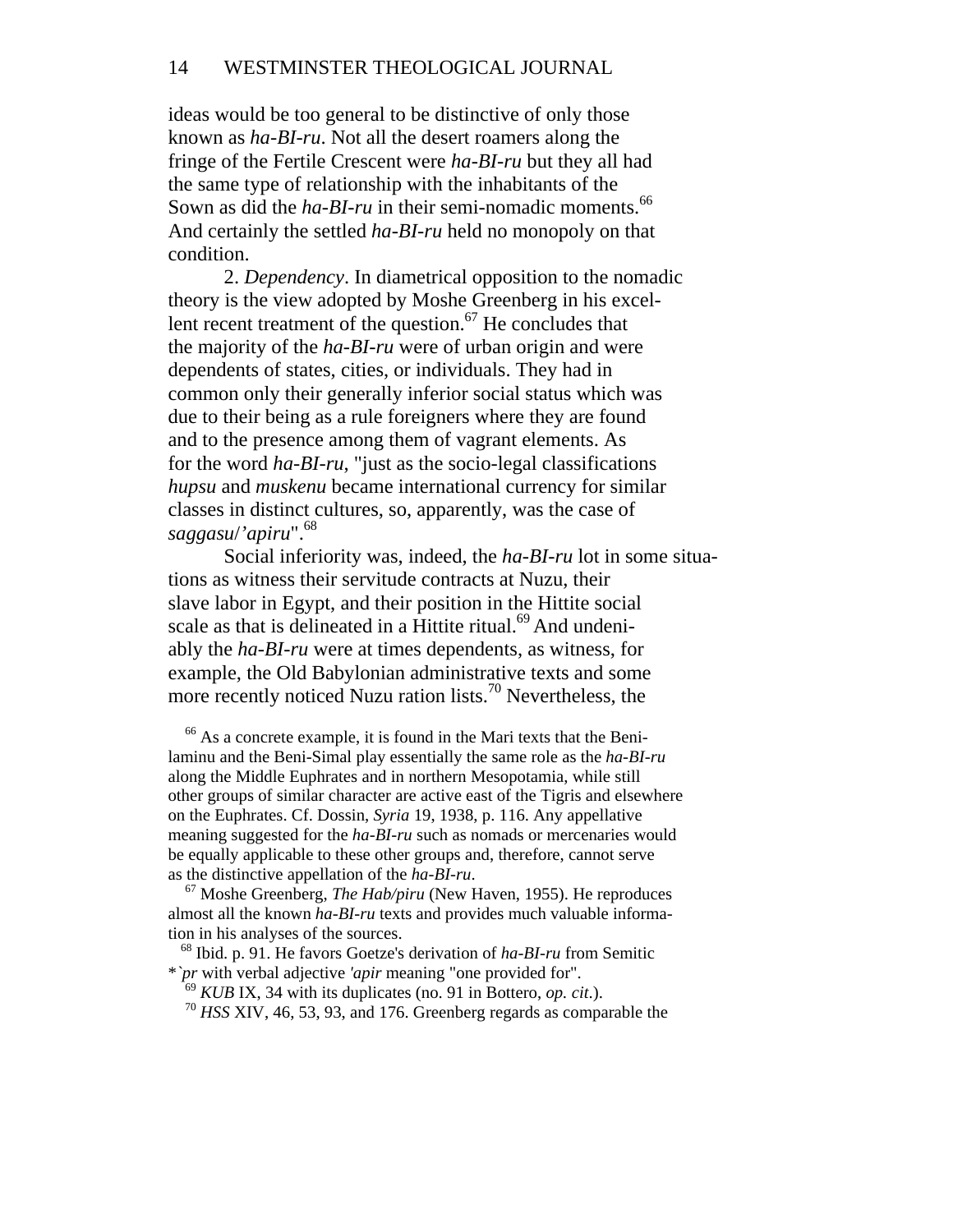ideas would be too general to be distinctive of only those known as *ha-BI-ru*. Not all the desert roamers along the fringe of the Fertile Crescent were *ha-BI-ru* but they all had the same type of relationship with the inhabitants of the Sown as did the *ha-BI-ru* in their semi-nomadic moments.[66] And certainly the settled *ha-BI-ru* held no monopoly on that condition.

2. *Dependency*. In diametrical opposition to the nomadic theory is the view adopted by Moshe Greenberg in his excellent recent treatment of the question.[67] He concludes that the majority of the *ha-BI-ru* were of urban origin and were dependents of states, cities, or individuals. They had in common only their generally inferior social status which was due to their being as a rule foreigners where they are found and to the presence among them of vagrant elements. As for the word *ha-BI-ru*, "just as the socio-legal classifications *hupsu* and *muskenu* became international currency for similar classes in distinct cultures, so, apparently, was the case of *saggasu*/*'apiru*".[68]

Social inferiority was, indeed, the *ha-BI-ru* lot in some situations as witness their servitude contracts at Nuzu, their slave labor in Egypt, and their position in the Hittite social scale as that is delineated in a Hittite ritual.[69] And undeniably the *ha-BI-ru* were at times dependents, as witness, for example, the Old Babylonian administrative texts and some more recently noticed Nuzu ration lists.[70] Nevertheless, the

[66] As a concrete example, it is found in the Mari texts that the Benilaminu and the Beni-Simal play essentially the same role as the *ha-BI-ru* along the Middle Euphrates and in northern Mesopotamia, while still other groups of similar character are active east of the Tigris and elsewhere on the Euphrates. Cf. Dossin, *Syria* 19, 1938, p. 116. Any appellative meaning suggested for the *ha-BI-ru* such as nomads or mercenaries would be equally applicable to these other groups and, therefore, cannot serve as the distinctive appellation of the *ha-BI-ru*.

[67] Moshe Greenberg, *The Hab/piru* (New Haven, 1955). He reproduces almost all the known *ha-BI-ru* texts and provides much valuable information in his analyses of the sources.

[68] Ibid. p. 91. He favors Goetze's derivation of *ha-BI-ru* from Semitic *`*pr* with verbal adjective *'apir* meaning "one provided for".

[69] *KUB* IX, 34 with its duplicates (no. 91 in Bottero, *op. cit*.).

[70] *HSS* XIV, 46, 53, 93, and 176. Greenberg regards as comparable the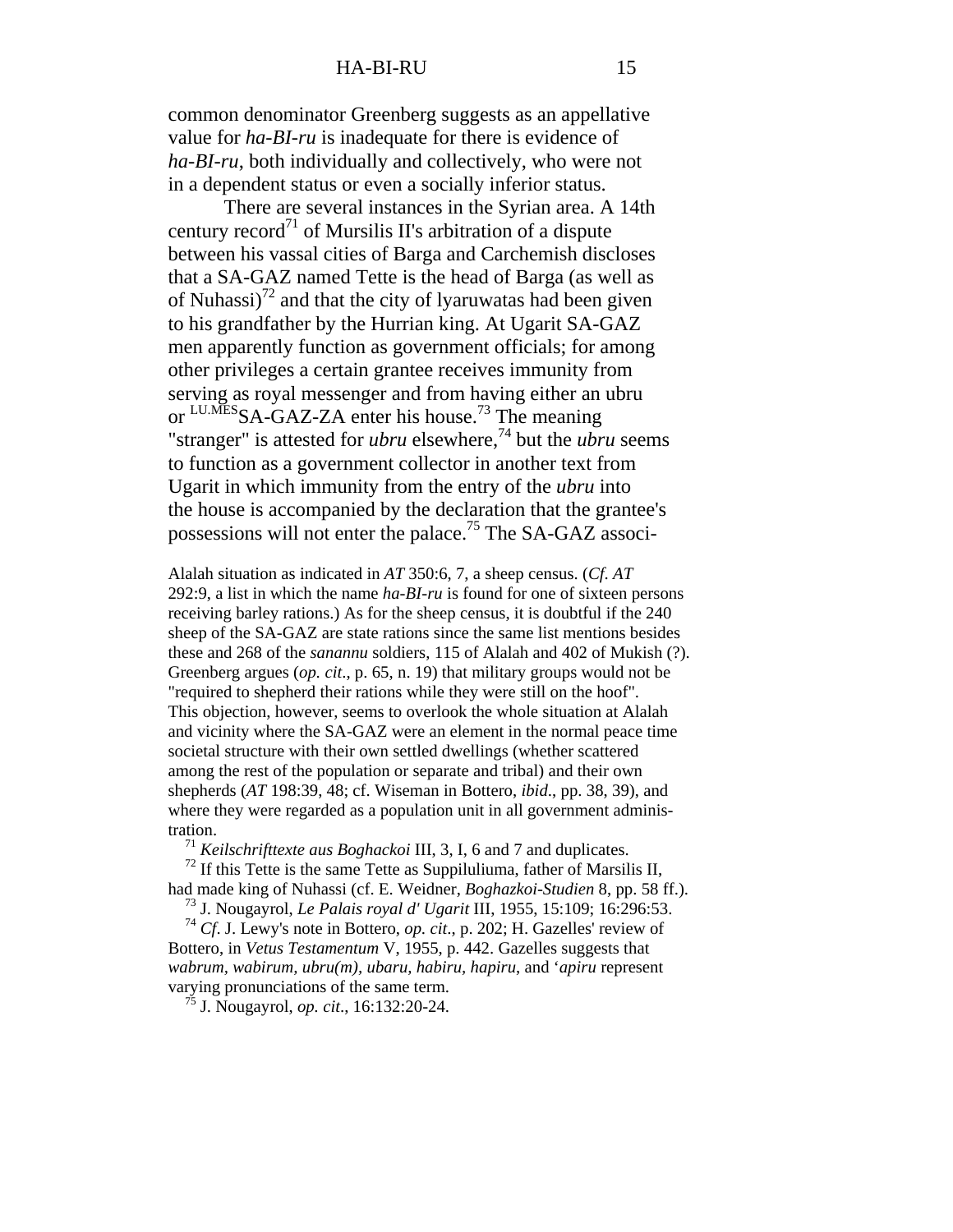common denominator Greenberg suggests as an appellative value for *ha-BI-ru* is inadequate for there is evidence of *ha-BI-ru*, both individually and collectively, who were not in a dependent status or even a socially inferior status.

There are several instances in the Syrian area. A 14th century record[71] of Mursilis II's arbitration of a dispute between his vassal cities of Barga and Carchemish discloses that a SA-GAZ named Tette is the head of Barga (as well as of Nuhassi)[72] and that the city of lyaruwatas had been given to his grandfather by the Hurrian king. At Ugarit SA-GAZ men apparently function as government officials; for among other privileges a certain grantee receives immunity from serving as royal messenger and from having either an ubru or $^{LU.MES}$SA-GAZ-ZA enter his house.[73] The meaning "stranger" is attested for *ubru* elsewhere,[74] but the *ubru* seems to function as a government collector in another text from Ugarit in which immunity from the entry of the *ubru* into the house is accompanied by the declaration that the grantee's possessions will not enter the palace.[75] The SA-GAZ associ-

Alalah situation as indicated in *AT* 350:6, 7, a sheep census. (*Cf. AT* 292:9, a list in which the name *ha-BI-ru* is found for one of sixteen persons receiving barley rations.) As for the sheep census, it is doubtful if the 240 sheep of the SA-GAZ are state rations since the same list mentions besides these and 268 of the *sanannu* soldiers, 115 of Alalah and 402 of Mukish (?). Greenberg argues (*op. cit*., p. 65, n. 19) that military groups would not be "required to shepherd their rations while they were still on the hoof". This objection, however, seems to overlook the whole situation at Alalah and vicinity where the SA-GAZ were an element in the normal peace time societal structure with their own settled dwellings (whether scattered among the rest of the population or separate and tribal) and their own shepherds (*AT* 198:39, 48; cf. Wiseman in Bottero, *ibid*., pp. 38, 39), and where they were regarded as a population unit in all government administration.

[71] *Keilschrifttexte aus Boghackoi* III, 3, I, 6 and 7 and duplicates.

[72] If this Tette is the same Tette as Suppiluliuma, father of Marsilis II, had made king of Nuhassi (cf. E. Weidner, *Boghazkoi-Studien* 8, pp. 58 ff.).

[73] J. Nougayrol, *Le Palais royal d' Ugarit* III, 1955, 15:109; 16:296:53.

[74] *Cf*. J. Lewy's note in Bottero, *op. cit*., p. 202; H. Gazelles' review of Bottero, in *Vetus Testamentum* V, 1955, p. 442. Gazelles suggests that *wabrum, wabirum, ubru(m), ubaru, habiru, hapiru*, and *'apiru* represent varying pronunciations of the same term.

[75] J. Nougayrol, *op. cit*., 16:132:20-24.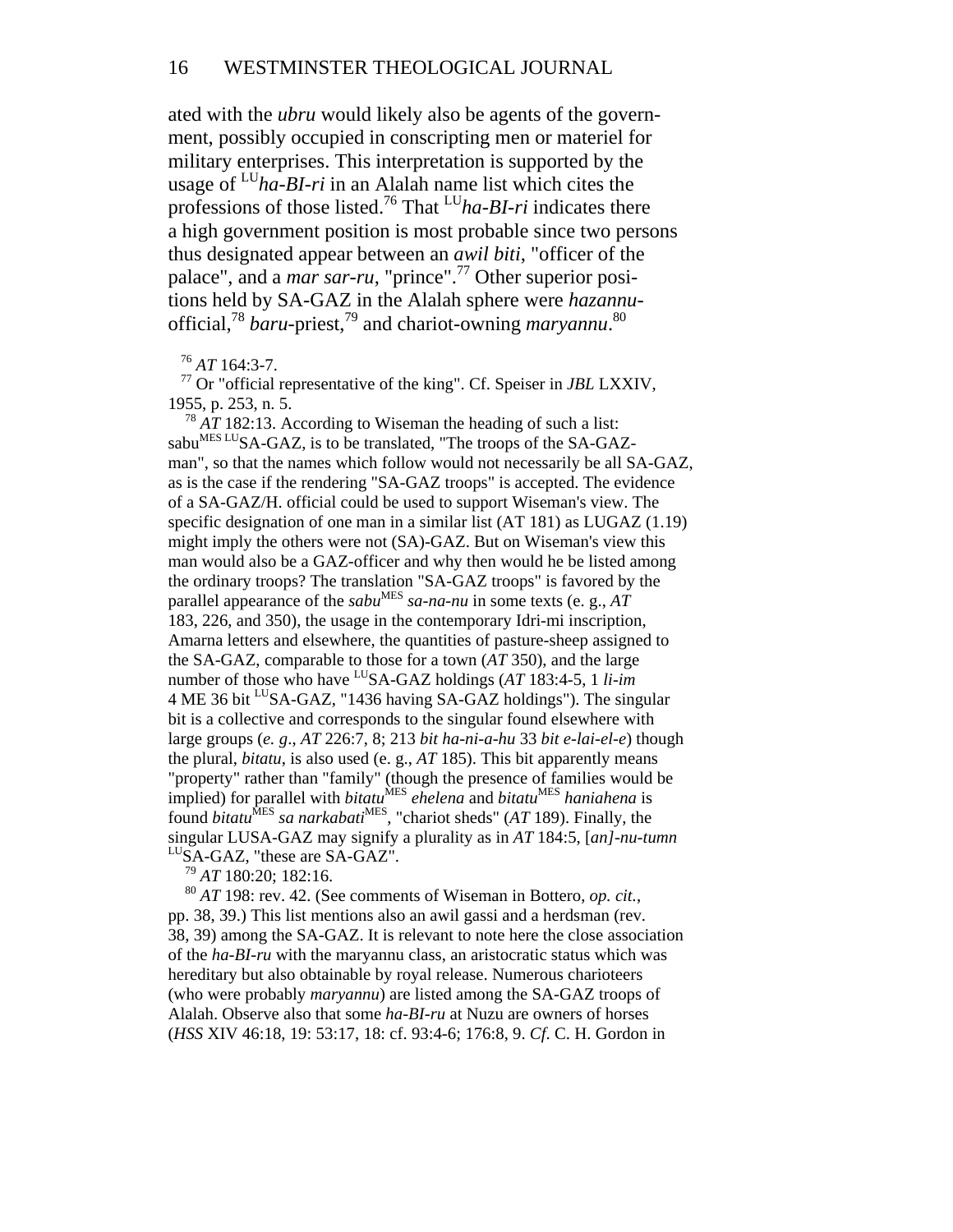ated with the *ubru* would likely also be agents of the government, possibly occupied in conscripting men or materiel for military enterprises. This interpretation is supported by the usage of $^{LU}$*ha-BI-ri* in an Alalah name list which cites the professions of those listed.[76] That $^{LU}$*ha-BI-ri* indicates there a high government position is most probable since two persons thus designated appear between an *awil biti*, "officer of the palace", and a *mar sar-ru*, "prince".[77] Other superior positions held by SA-GAZ in the Alalah sphere were *hazannu*-official,[78] *baru*-priest,[79] and chariot-owning *maryannu*.[80]

[76] *AT* 164:3-7.

[77] Or "official representative of the king". Cf. Speiser in *JBL* LXXIV, 1955, p. 253, n. 5.

[78] *AT* 182:13. According to Wiseman the heading of such a list: sabu$^{MES\ LU}$SA-GAZ, is to be translated, "The troops of the SA-GAZ-man", so that the names which follow would not necessarily be all SA-GAZ, as is the case if the rendering "SA-GAZ troops" is accepted. The evidence of a SA-GAZ/H. official could be used to support Wiseman's view. The specific designation of one man in a similar list (AT 181) as LUGAZ (1.19) might imply the others were not (SA)-GAZ. But on Wiseman's view this man would also be a GAZ-officer and why then would he be listed among the ordinary troops? The translation "SA-GAZ troops" is favored by the parallel appearance of the *sabu*$^{MES}$ *sa-na-nu* in some texts (e. g., *AT* 183, 226, and 350), the usage in the contemporary Idri-mi inscription, Amarna letters and elsewhere, the quantities of pasture-sheep assigned to the SA-GAZ, comparable to those for a town (*AT* 350), and the large number of those who have $^{LU}$SA-GAZ holdings (*AT* 183:4-5, 1 *li-im* 4 ME 36 bit $^{LU}$SA-GAZ, "1436 having SA-GAZ holdings"). The singular bit is a collective and corresponds to the singular found elsewhere with large groups (*e. g*., *AT* 226:7, 8; 213 *bit ha-ni-a-hu* 33 *bit e-lai-el-e*) though the plural, *bitatu*, is also used (e. g., *AT* 185). This bit apparently means "property" rather than "family" (though the presence of families would be implied) for parallel with *bitatu*$^{MES}$ *ehelena* and *bitatu*$^{MES}$ *haniahena* is found *bitatu*$^{MES}$ *sa narkabati*$^{MES}$, "chariot sheds" (*AT* 189). Finally, the singular LUSA-GAZ may signify a plurality as in *AT* 184:5, [*an*]*-nu-tumn* $^{LU}$SA-GAZ, "these are SA-GAZ".

[79] *AT* 180:20; 182:16.

[80] *AT* 198: rev. 42. (See comments of Wiseman in Bottero, *op. cit.*, pp. 38, 39.) This list mentions also an awil gassi and a herdsman (rev. 38, 39) among the SA-GAZ. It is relevant to note here the close association of the *ha-BI-ru* with the maryannu class, an aristocratic status which was hereditary but also obtainable by royal release. Numerous charioteers (who were probably *maryannu*) are listed among the SA-GAZ troops of Alalah. Observe also that some *ha-BI-ru* at Nuzu are owners of horses (*HSS* XIV 46:18, 19: 53:17, 18: cf. 93:4-6; 176:8, 9. *Cf*. C. H. Gordon in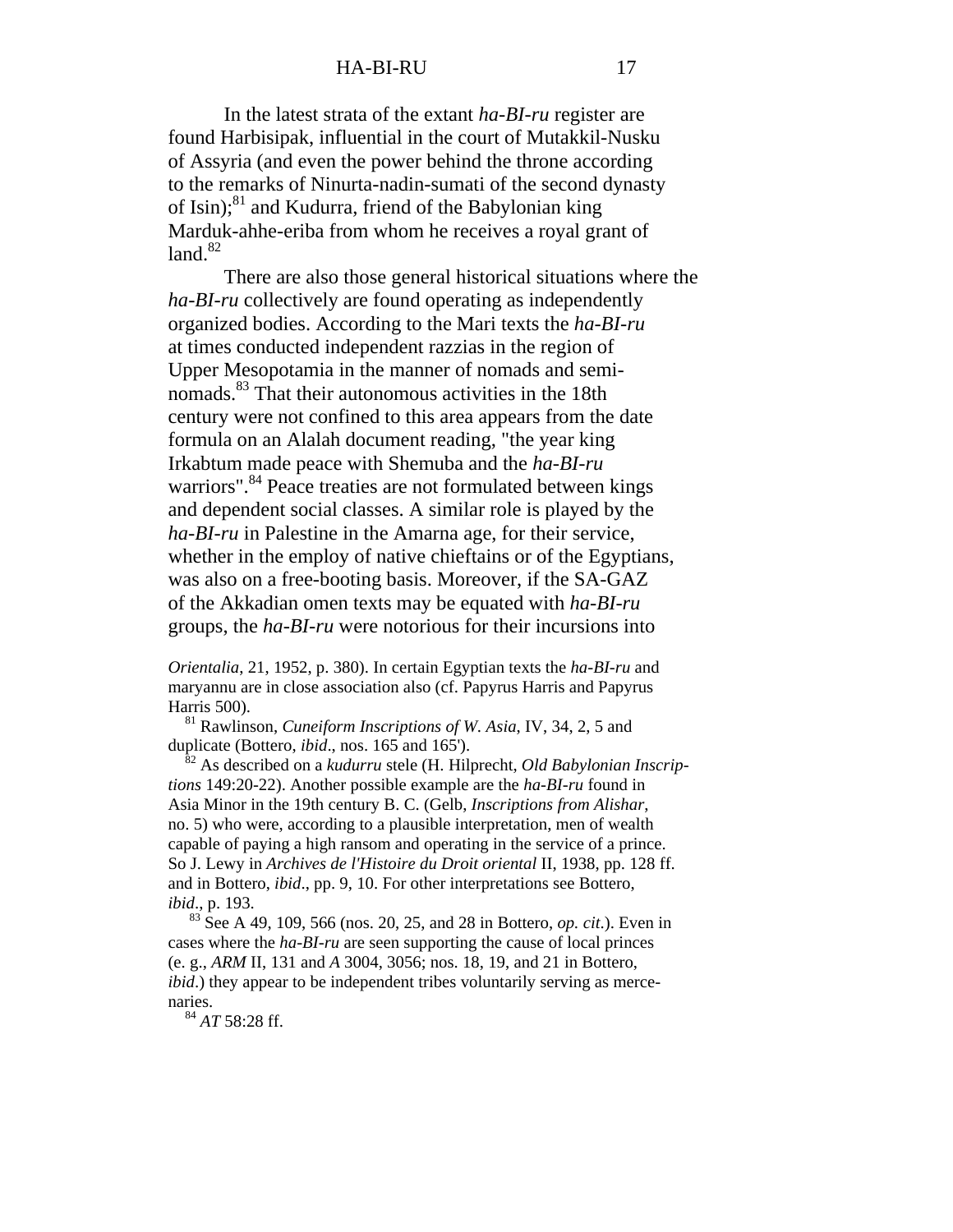In the latest strata of the extant *ha-BI-ru* register are found Harbisipak, influential in the court of Mutakkil-Nusku of Assyria (and even the power behind the throne according to the remarks of Ninurta-nadin-sumati of the second dynasty of Isin);[81] and Kudurra, friend of the Babylonian king Marduk-ahhe-eriba from whom he receives a royal grant of land.[82]

There are also those general historical situations where the *ha-BI-ru* collectively are found operating as independently organized bodies. According to the Mari texts the *ha-BI-ru* at times conducted independent razzias in the region of Upper Mesopotamia in the manner of nomads and semi-nomads.[83] That their autonomous activities in the 18th century were not confined to this area appears from the date formula on an Alalah document reading, "the year king Irkabtum made peace with Shemuba and the *ha-BI-ru* warriors".[84] Peace treaties are not formulated between kings and dependent social classes. A similar role is played by the *ha-BI-ru* in Palestine in the Amarna age, for their service, whether in the employ of native chieftains or of the Egyptians, was also on a free-booting basis. Moreover, if the SA-GAZ of the Akkadian omen texts may be equated with *ha-BI-ru* groups, the *ha-BI-ru* were notorious for their incursions into

*Orientalia*, 21, 1952, p. 380). In certain Egyptian texts the *ha-BI-ru* and maryannu are in close association also (cf. Papyrus Harris and Papyrus Harris 500).

[81] Rawlinson, *Cuneiform Inscriptions of W. Asia*, IV, 34, 2, 5 and duplicate (Bottero, *ibid*., nos. 165 and 165').

[82] As described on a *kudurru* stele (H. Hilprecht, *Old Babylonian Inscriptions* 149:20-22). Another possible example are the *ha-BI-ru* found in Asia Minor in the 19th century B. C. (Gelb, *Inscriptions from Alishar*, no. 5) who were, according to a plausible interpretation, men of wealth capable of paying a high ransom and operating in the service of a prince. So J. Lewy in *Archives de l'Histoire du Droit oriental* II, 1938, pp. 128 ff. and in Bottero, *ibid*., pp. 9, 10. For other interpretations see Bottero, *ibid*., p. 193.

[83] See A 49, 109, 566 (nos. 20, 25, and 28 in Bottero, *op. cit*.). Even in cases where the *ha-BI-ru* are seen supporting the cause of local princes (e. g., *ARM* II, 131 and *A* 3004, 3056; nos. 18, 19, and 21 in Bottero, *ibid*.) they appear to be independent tribes voluntarily serving as mercenaries.

[84] *AT* 58:28 ff.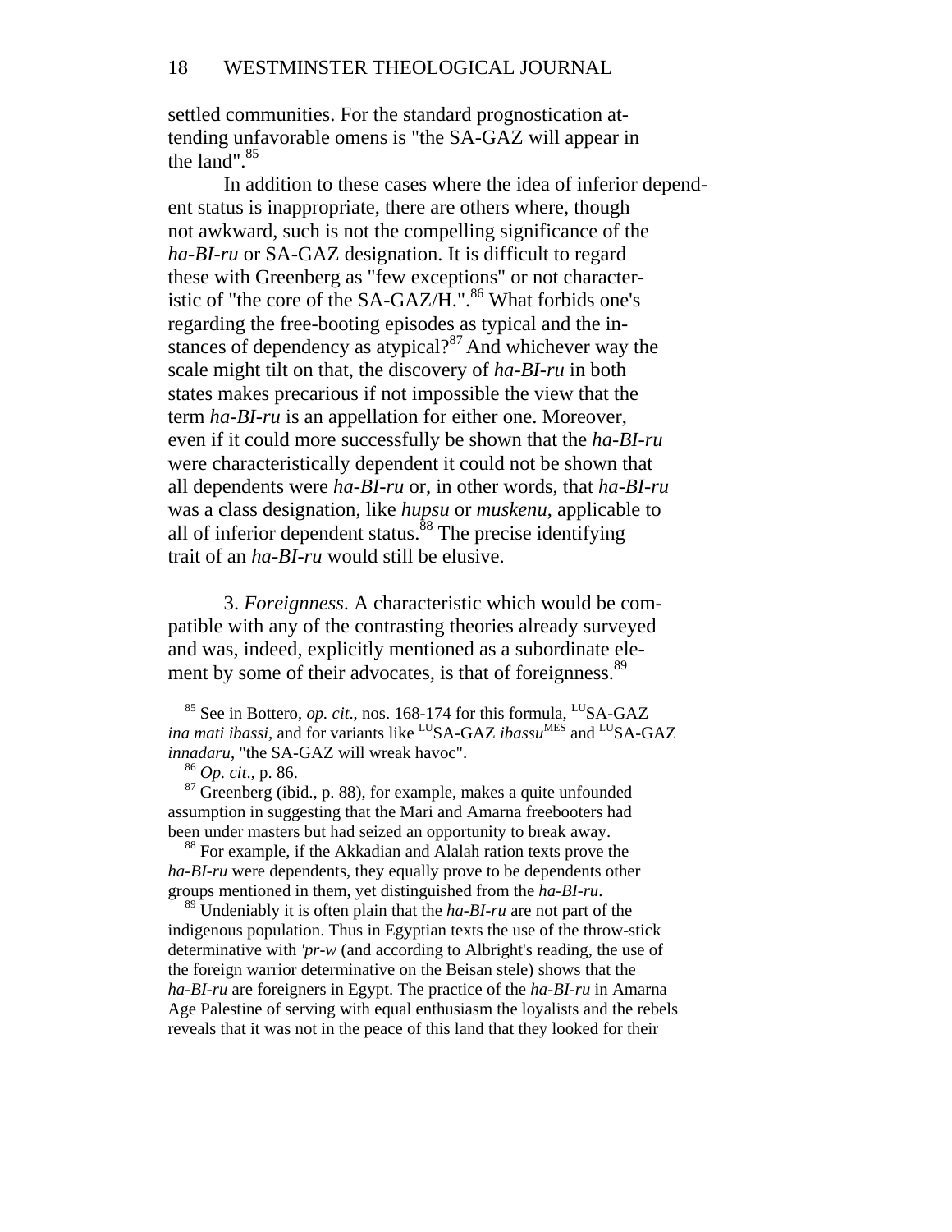settled communities. For the standard prognostication attending unfavorable omens is "the SA-GAZ will appear in the land".[85]

In addition to these cases where the idea of inferior dependent status is inappropriate, there are others where, though not awkward, such is not the compelling significance of the *ha-BI-ru* or SA-GAZ designation. It is difficult to regard these with Greenberg as "few exceptions" or not characteristic of "the core of the SA-GAZ/H.".[86] What forbids one's regarding the free-booting episodes as typical and the instances of dependency as atypical?[87] And whichever way the scale might tilt on that, the discovery of *ha-BI-ru* in both states makes precarious if not impossible the view that the term *ha-BI-ru* is an appellation for either one. Moreover, even if it could more successfully be shown that the *ha-BI-ru* were characteristically dependent it could not be shown that all dependents were *ha-BI-ru* or, in other words, that *ha-BI-ru* was a class designation, like *hupsu* or *muskenu*, applicable to all of inferior dependent status.[88] The precise identifying trait of an *ha-BI-ru* would still be elusive.

3. *Foreignness*. A characteristic which would be compatible with any of the contrasting theories already surveyed and was, indeed, explicitly mentioned as a subordinate element by some of their advocates, is that of foreignness.[89]

[85] See in Bottero, *op. cit*., nos. 168-174 for this formula, $^{LU}$SA-GAZ *ina mati ibassi*, and for variants like $^{LU}$SA-GAZ *ibassu*$^{MES}$ and $^{LU}$SA-GAZ *innadaru*, "the SA-GAZ will wreak havoc".

[86] *Op. cit*., p. 86.

[87] Greenberg (ibid., p. 88), for example, makes a quite unfounded assumption in suggesting that the Mari and Amarna freebooters had been under masters but had seized an opportunity to break away.

[88] For example, if the Akkadian and Alalah ration texts prove the *ha-BI-ru* were dependents, they equally prove to be dependents other groups mentioned in them, yet distinguished from the *ha-BI-ru*.

[89] Undeniably it is often plain that the *ha-BI-ru* are not part of the indigenous population. Thus in Egyptian texts the use of the throw-stick determinative with *'pr-w* (and according to Albright's reading, the use of the foreign warrior determinative on the Beisan stele) shows that the *ha-BI-ru* are foreigners in Egypt. The practice of the *ha-BI-ru* in Amarna Age Palestine of serving with equal enthusiasm the loyalists and the rebels reveals that it was not in the peace of this land that they looked for their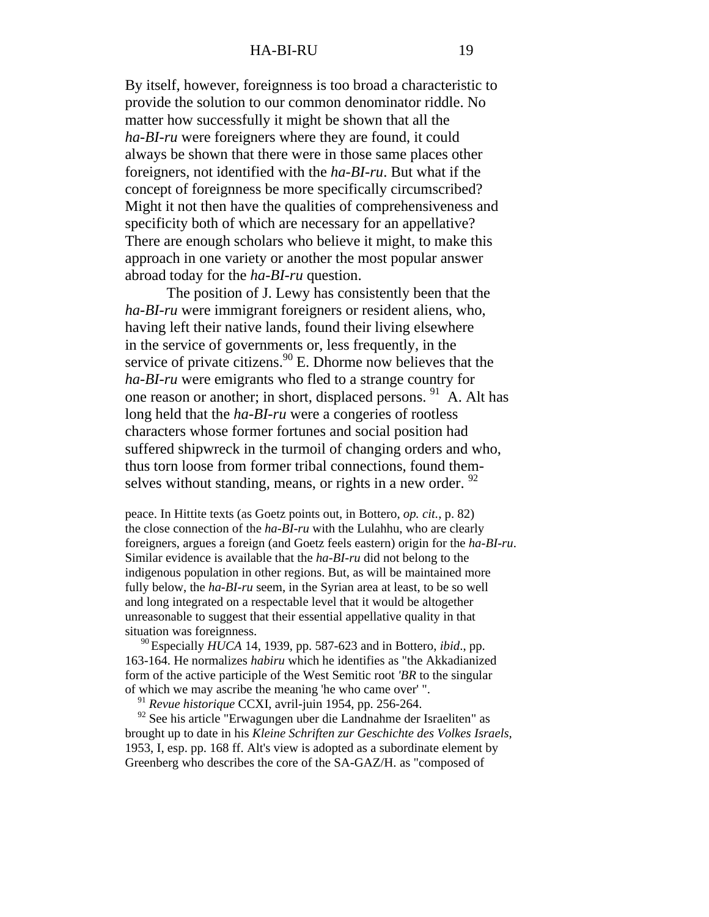By itself, however, foreignness is too broad a characteristic to provide the solution to our common denominator riddle. No matter how successfully it might be shown that all the *ha-BI-ru* were foreigners where they are found, it could always be shown that there were in those same places other foreigners, not identified with the *ha-BI-ru*. But what if the concept of foreignness be more specifically circumscribed? Might it not then have the qualities of comprehensiveness and specificity both of which are necessary for an appellative? There are enough scholars who believe it might, to make this approach in one variety or another the most popular answer abroad today for the *ha-BI-ru* question.

The position of J. Lewy has consistently been that the *ha-BI-ru* were immigrant foreigners or resident aliens, who, having left their native lands, found their living elsewhere in the service of governments or, less frequently, in the service of private citizens.[90] E. Dhorme now believes that the *ha-BI-ru* were emigrants who fled to a strange country for one reason or another; in short, displaced persons.[91] A. Alt has long held that the *ha-BI-ru* were a congeries of rootless characters whose former fortunes and social position had suffered shipwreck in the turmoil of changing orders and who, thus torn loose from former tribal connections, found themselves without standing, means, or rights in a new order.[92]

peace. In Hittite texts (as Goetz points out, in Bottero, *op. cit.*, p. 82) the close connection of the *ha-BI-ru* with the Lulahhu, who are clearly foreigners, argues a foreign (and Goetz feels eastern) origin for the *ha-BI-ru*. Similar evidence is available that the *ha-BI-ru* did not belong to the indigenous population in other regions. But, as will be maintained more fully below, the *ha-BI-ru* seem, in the Syrian area at least, to be so well and long integrated on a respectable level that it would be altogether unreasonable to suggest that their essential appellative quality in that situation was foreignness.

[90] Especially *HUCA* 14, 1939, pp. 587-623 and in Bottero, *ibid*., pp. 163-164. He normalizes *habiru* which he identifies as "the Akkadianized form of the active participle of the West Semitic root *'BR* to the singular of which we may ascribe the meaning 'he who came over' ".

[91] *Revue historique* CCXI, avril-juin 1954, pp. 256-264.

[92] See his article "Erwagungen uber die Landnahme der Israeliten" as brought up to date in his *Kleine Schriften zur Geschichte des Volkes Israels,* 1953, I, esp. pp. 168 ff. Alt's view is adopted as a subordinate element by Greenberg who describes the core of the SA-GAZ/H. as "composed of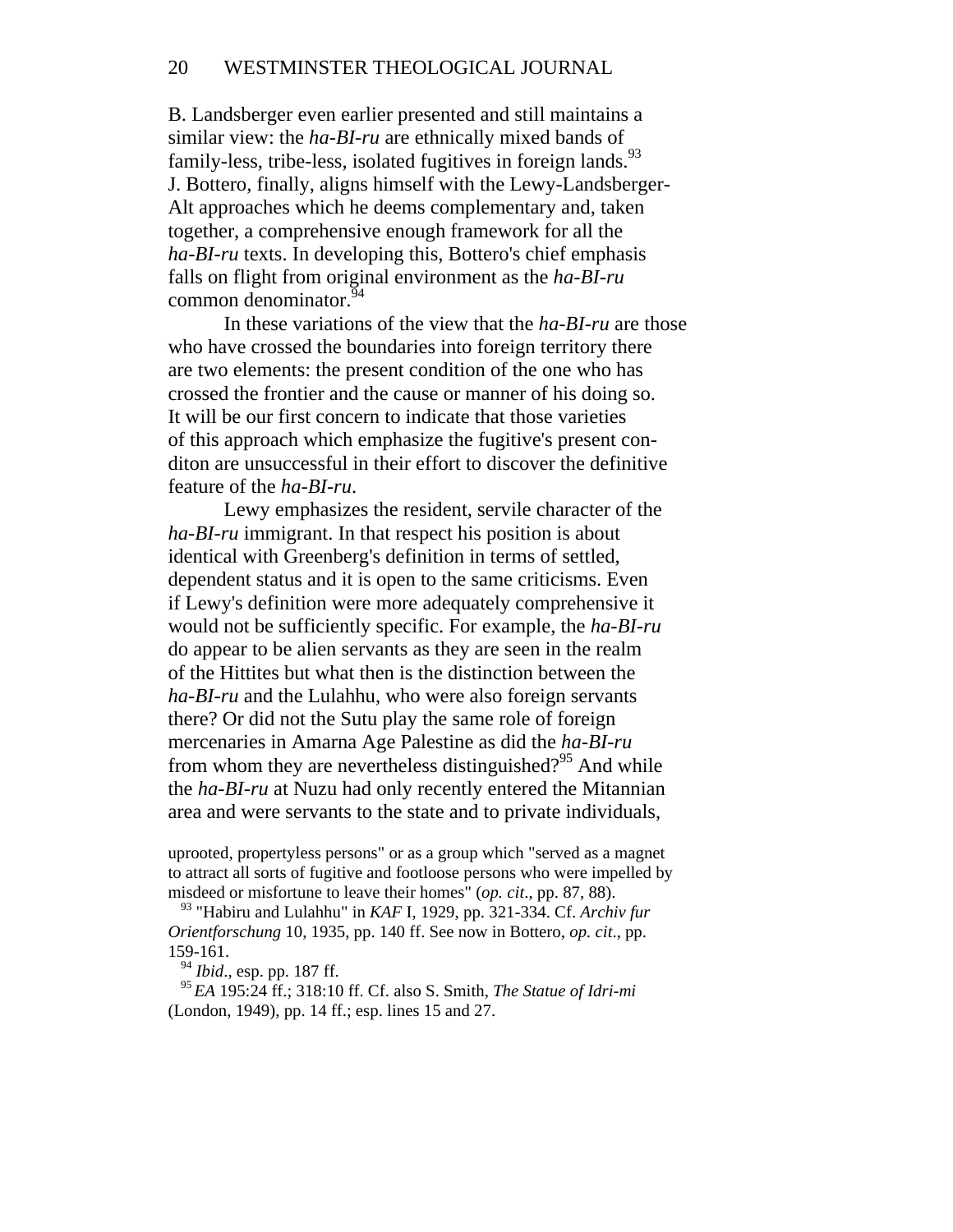B. Landsberger even earlier presented and still maintains a similar view: the *ha-BI-ru* are ethnically mixed bands of family-less, tribe-less, isolated fugitives in foreign lands.[93] J. Bottero, finally, aligns himself with the Lewy-Landsberger-Alt approaches which he deems complementary and, taken together, a comprehensive enough framework for all the *ha-BI-ru* texts. In developing this, Bottero's chief emphasis falls on flight from original environment as the *ha-BI-ru* common denominator.[94]

In these variations of the view that the *ha-BI-ru* are those who have crossed the boundaries into foreign territory there are two elements: the present condition of the one who has crossed the frontier and the cause or manner of his doing so. It will be our first concern to indicate that those varieties of this approach which emphasize the fugitive's present conditon are unsuccessful in their effort to discover the definitive feature of the *ha-BI-ru*.

Lewy emphasizes the resident, servile character of the *ha-BI-ru* immigrant. In that respect his position is about identical with Greenberg's definition in terms of settled, dependent status and it is open to the same criticisms. Even if Lewy's definition were more adequately comprehensive it would not be sufficiently specific. For example, the *ha-BI-ru* do appear to be alien servants as they are seen in the realm of the Hittites but what then is the distinction between the *ha-BI-ru* and the Lulahhu, who were also foreign servants there? Or did not the Sutu play the same role of foreign mercenaries in Amarna Age Palestine as did the *ha-BI-ru* from whom they are nevertheless distinguished?[95] And while the *ha-BI-ru* at Nuzu had only recently entered the Mitannian area and were servants to the state and to private individuals,

uprooted, propertyless persons" or as a group which "served as a magnet to attract all sorts of fugitive and footloose persons who were impelled by misdeed or misfortune to leave their homes" (*op. cit*., pp. 87, 88).

[93] "Habiru and Lulahhu" in *KAF* I, 1929, pp. 321-334. Cf. *Archiv fur Orientforschung* 10, 1935, pp. 140 ff. See now in Bottero, *op. cit*., pp. 159-161.

[94] *Ibid*., esp. pp. 187 ff.

[95] *EA* 195:24 ff.; 318:10 ff. Cf. also S. Smith, *The Statue of Idri-mi* (London, 1949), pp. 14 ff.; esp. lines 15 and 27.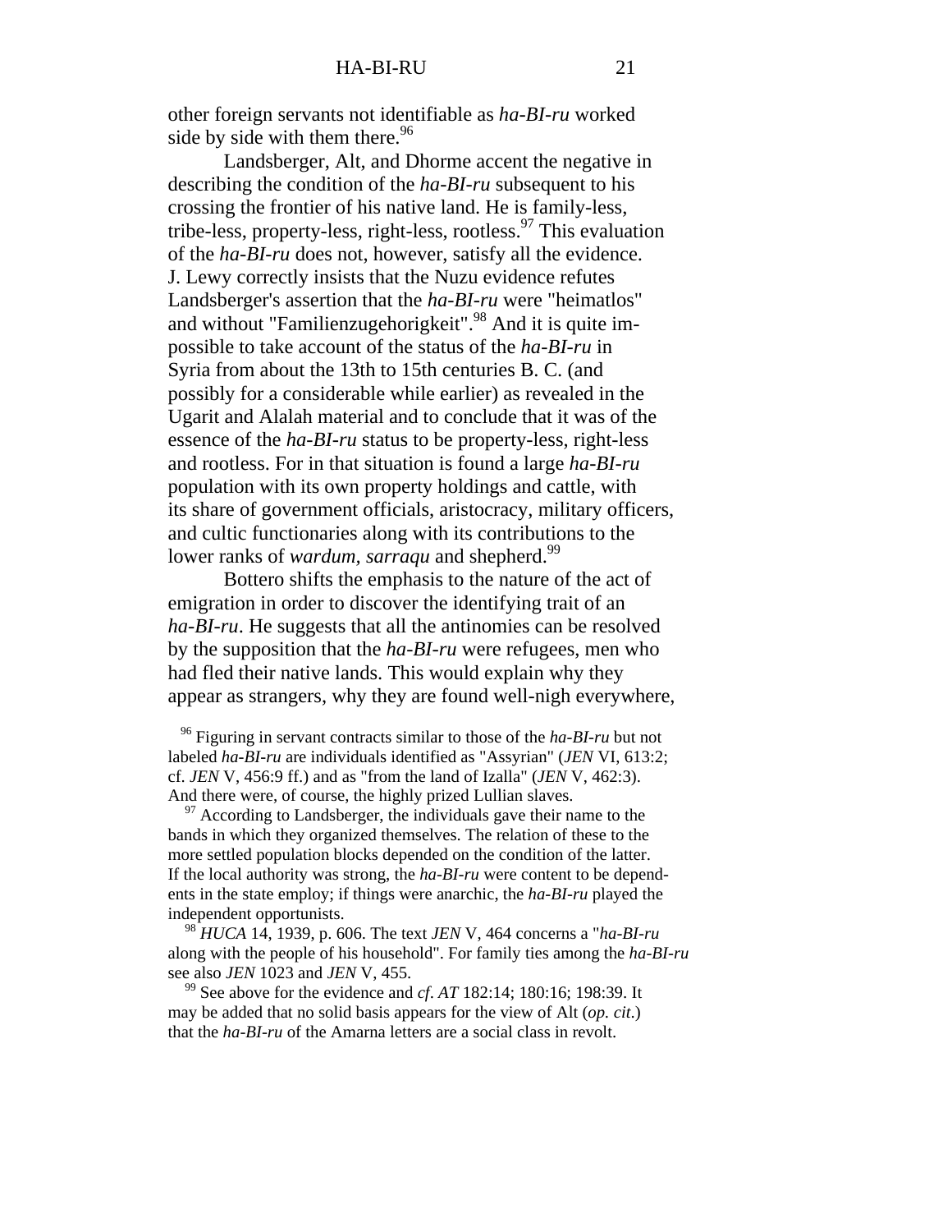other foreign servants not identifiable as *ha-BI-ru* worked side by side with them there.[96]

Landsberger, Alt, and Dhorme accent the negative in describing the condition of the *ha-BI-ru* subsequent to his crossing the frontier of his native land. He is family-less, tribe-less, property-less, right-less, rootless.[97] This evaluation of the *ha-BI-ru* does not, however, satisfy all the evidence. J. Lewy correctly insists that the Nuzu evidence refutes Landsberger's assertion that the *ha-BI-ru* were "heimatlos" and without "Familienzugehorigkeit".[98] And it is quite impossible to take account of the status of the *ha-BI-ru* in Syria from about the 13th to 15th centuries B. C. (and possibly for a considerable while earlier) as revealed in the Ugarit and Alalah material and to conclude that it was of the essence of the *ha-BI-ru* status to be property-less, right-less and rootless. For in that situation is found a large *ha-BI-ru* population with its own property holdings and cattle, with its share of government officials, aristocracy, military officers, and cultic functionaries along with its contributions to the lower ranks of *wardum, sarraqu* and shepherd.[99]

Bottero shifts the emphasis to the nature of the act of emigration in order to discover the identifying trait of an *ha-BI-ru*. He suggests that all the antinomies can be resolved by the supposition that the *ha-BI-ru* were refugees, men who had fled their native lands. This would explain why they appear as strangers, why they are found well-nigh everywhere,

[96] Figuring in servant contracts similar to those of the *ha-BI-ru* but not labeled *ha-BI-ru* are individuals identified as "Assyrian" (*JEN* VI, 613:2; cf. *JEN* V, 456:9 ff.) and as "from the land of Izalla" (*JEN* V, 462:3). And there were, of course, the highly prized Lullian slaves.

[97] According to Landsberger, the individuals gave their name to the bands in which they organized themselves. The relation of these to the more settled population blocks depended on the condition of the latter. If the local authority was strong, the *ha-BI-ru* were content to be dependents in the state employ; if things were anarchic, the *ha-BI-ru* played the independent opportunists.

[98] *HUCA* 14, 1939, p. 606. The text *JEN* V, 464 concerns a "*ha-BI-ru* along with the people of his household". For family ties among the *ha-BI-ru* see also *JEN* 1023 and *JEN* V, 455.

[99] See above for the evidence and *cf*. *AT* 182:14; 180:16; 198:39. It may be added that no solid basis appears for the view of Alt (*op. cit*.) that the *ha-BI-ru* of the Amarna letters are a social class in revolt.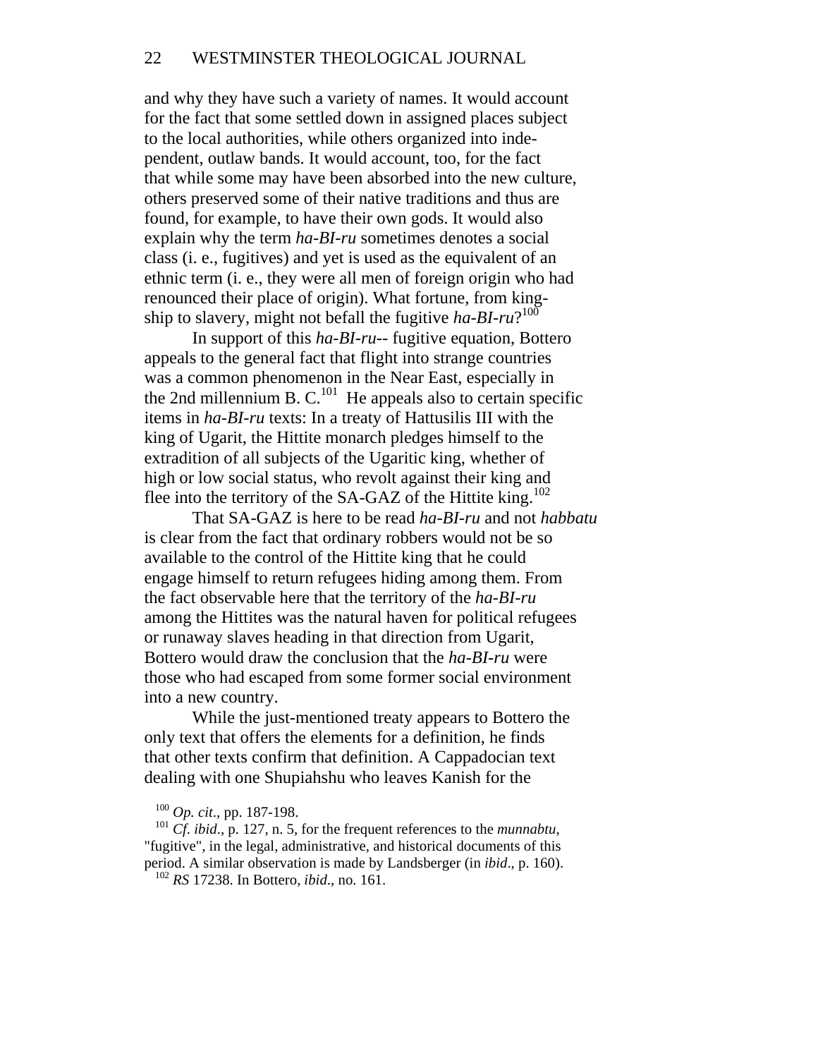and why they have such a variety of names. It would account for the fact that some settled down in assigned places subject to the local authorities, while others organized into independent, outlaw bands. It would account, too, for the fact that while some may have been absorbed into the new culture, others preserved some of their native traditions and thus are found, for example, to have their own gods. It would also explain why the term *ha-BI-ru* sometimes denotes a social class (i. e., fugitives) and yet is used as the equivalent of an ethnic term (i. e., they were all men of foreign origin who had renounced their place of origin). What fortune, from kingship to slavery, might not befall the fugitive *ha-BI-ru*?[100]

In support of this *ha-BI-ru*-- fugitive equation, Bottero appeals to the general fact that flight into strange countries was a common phenomenon in the Near East, especially in the 2nd millennium B. C.[101] He appeals also to certain specific items in *ha-BI-ru* texts: In a treaty of Hattusilis III with the king of Ugarit, the Hittite monarch pledges himself to the extradition of all subjects of the Ugaritic king, whether of high or low social status, who revolt against their king and flee into the territory of the SA-GAZ of the Hittite king.[102]

That SA-GAZ is here to be read *ha-BI-ru* and not *habbatu* is clear from the fact that ordinary robbers would not be so available to the control of the Hittite king that he could engage himself to return refugees hiding among them. From the fact observable here that the territory of the *ha-BI-ru* among the Hittites was the natural haven for political refugees or runaway slaves heading in that direction from Ugarit, Bottero would draw the conclusion that the *ha-BI-ru* were those who had escaped from some former social environment into a new country.

While the just-mentioned treaty appears to Bottero the only text that offers the elements for a definition, he finds that other texts confirm that definition. A Cappadocian text dealing with one Shupiahshu who leaves Kanish for the

[100] *Op. cit*., pp. 187-198.

[101] *Cf. ibid*., p. 127, n. 5, for the frequent references to the *munnabtu*, "fugitive", in the legal, administrative, and historical documents of this period. A similar observation is made by Landsberger (in *ibid*., p. 160).

[102] *RS* 17238. In Bottero, *ibid*., no. 161.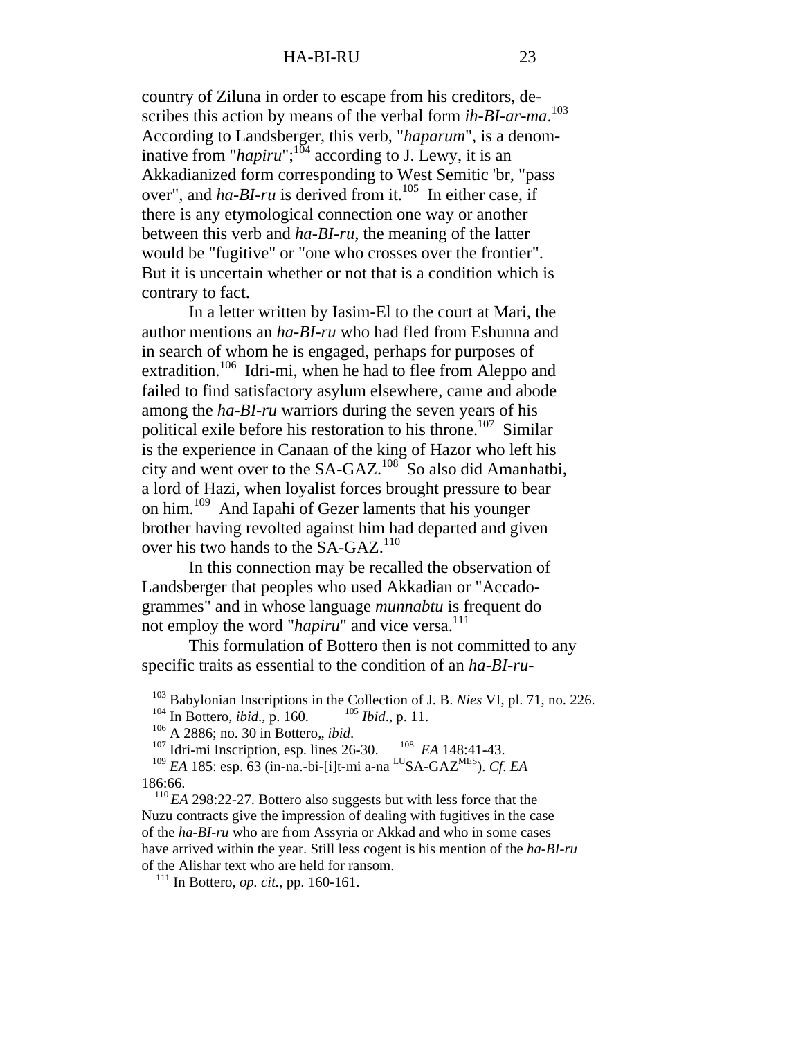country of Ziluna in order to escape from his creditors, describes this action by means of the verbal form *ih-BI-ar-ma*.[103] According to Landsberger, this verb, "*haparum*", is a denominative from "*hapiru*";[104] according to J. Lewy, it is an Akkadianized form corresponding to West Semitic 'br, "pass over", and *ha-BI-ru* is derived from it.[105] In either case, if there is any etymological connection one way or another between this verb and *ha-BI-ru*, the meaning of the latter would be "fugitive" or "one who crosses over the frontier". But it is uncertain whether or not that is a condition which is contrary to fact.

In a letter written by Iasim-El to the court at Mari, the author mentions an *ha-BI-ru* who had fled from Eshunna and in search of whom he is engaged, perhaps for purposes of extradition.[106] Idri-mi, when he had to flee from Aleppo and failed to find satisfactory asylum elsewhere, came and abode among the *ha-BI-ru* warriors during the seven years of his political exile before his restoration to his throne.[107] Similar is the experience in Canaan of the king of Hazor who left his city and went over to the SA-GAZ.[108] So also did Amanhatbi, a lord of Hazi, when loyalist forces brought pressure to bear on him.[109] And Iapahi of Gezer laments that his younger brother having revolted against him had departed and given over his two hands to the SA-GAZ.[110]

In this connection may be recalled the observation of Landsberger that peoples who used Akkadian or "Accadogrammes" and in whose language *munnabtu* is frequent do not employ the word "*hapiru*" and vice versa.[111]

This formulation of Bottero then is not committed to any specific traits as essential to the condition of an *ha-BI-ru*-

---

[103] Babylonian Inscriptions in the Collection of J. B. *Nies* VI, pl. 71, no. 226.

[104] In Bottero, *ibid*., p. 160. [105] *Ibid*., p. 11.

[106] A 2886; no. 30 in Bottero,, *ibid*.

[107] Idri-mi Inscription, esp. lines 26-30. [108] *EA* 148:41-43.

[109] *EA* 185: esp. 63 (in-na.-bi-[i]t-mi a-na [LU]SA-GAZ[MES]). *Cf*. *EA* 186:66.

[110] *EA* 298:22-27. Bottero also suggests but with less force that the Nuzu contracts give the impression of dealing with fugitives in the case of the *ha-BI-ru* who are from Assyria or Akkad and who in some cases have arrived within the year. Still less cogent is his mention of the *ha-BI-ru* of the Alishar text who are held for ransom.

[111] In Bottero, *op. cit.*, pp. 160-161.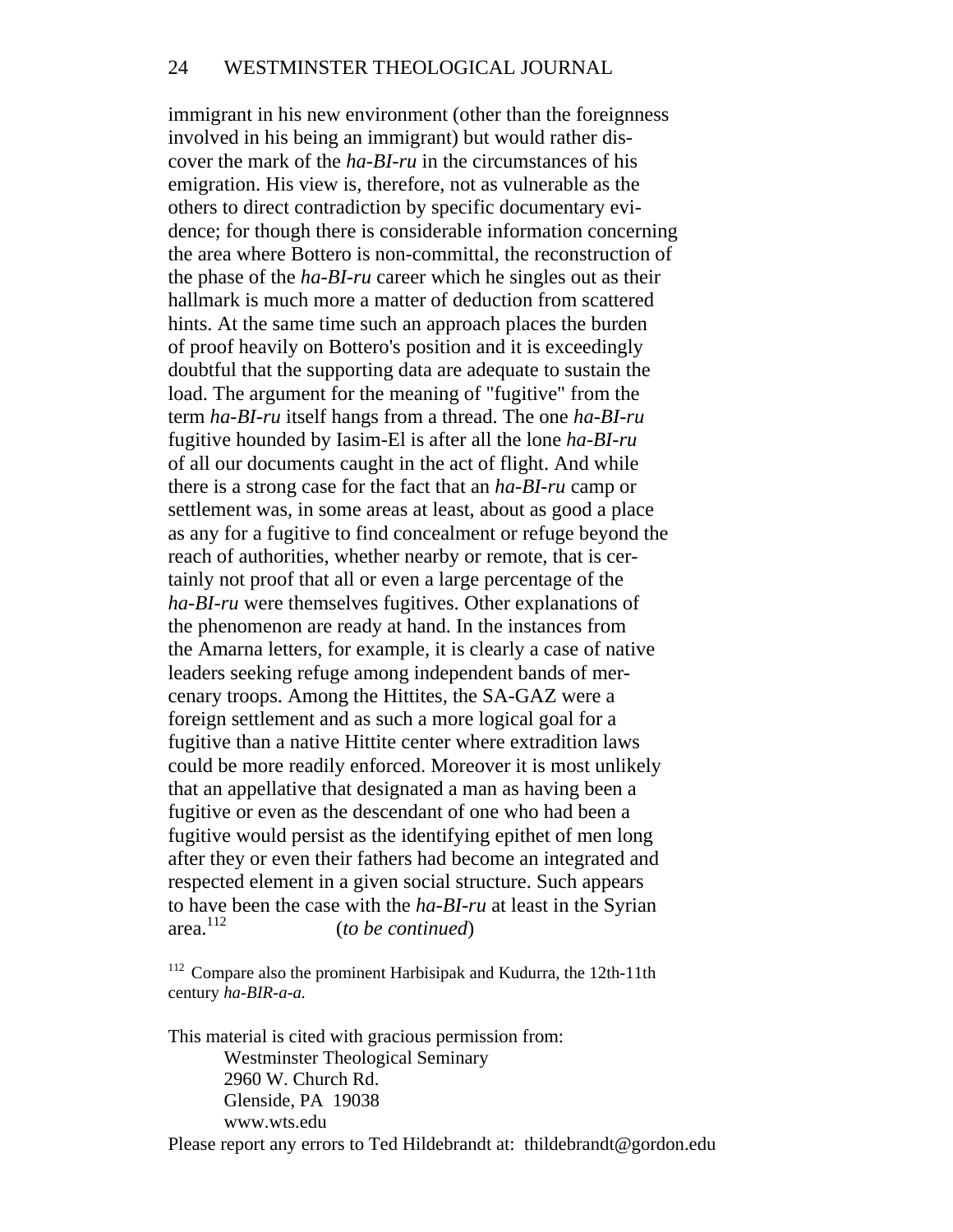immigrant in his new environment (other than the foreignness involved in his being an immigrant) but would rather discover the mark of the *ha-BI-ru* in the circumstances of his emigration. His view is, therefore, not as vulnerable as the others to direct contradiction by specific documentary evidence; for though there is considerable information concerning the area where Bottero is non-committal, the reconstruction of the phase of the *ha-BI-ru* career which he singles out as their hallmark is much more a matter of deduction from scattered hints. At the same time such an approach places the burden of proof heavily on Bottero's position and it is exceedingly doubtful that the supporting data are adequate to sustain the load. The argument for the meaning of "fugitive" from the term *ha-BI-ru* itself hangs from a thread. The one *ha-BI-ru* fugitive hounded by Iasim-El is after all the lone *ha-BI-ru* of all our documents caught in the act of flight. And while there is a strong case for the fact that an *ha-BI-ru* camp or settlement was, in some areas at least, about as good a place as any for a fugitive to find concealment or refuge beyond the reach of authorities, whether nearby or remote, that is certainly not proof that all or even a large percentage of the *ha-BI-ru* were themselves fugitives. Other explanations of the phenomenon are ready at hand. In the instances from the Amarna letters, for example, it is clearly a case of native leaders seeking refuge among independent bands of mercenary troops. Among the Hittites, the SA-GAZ were a foreign settlement and as such a more logical goal for a fugitive than a native Hittite center where extradition laws could be more readily enforced. Moreover it is most unlikely that an appellative that designated a man as having been a fugitive or even as the descendant of one who had been a fugitive would persist as the identifying epithet of men long after they or even their fathers had become an integrated and respected element in a given social structure. Such appears to have been the case with the *ha-BI-ru* at least in the Syrian area.[112] (*to be continued*)

[112] Compare also the prominent Harbisipak and Kudurra, the 12th-11th century *ha-BIR-a-a*.

This material is cited with gracious permission from:

Westminster Theological Seminary
2960 W. Church Rd.
Glenside, PA 19038
www.wts.edu

Please report any errors to Ted Hildebrandt at: thildebrandt@gordon.edu